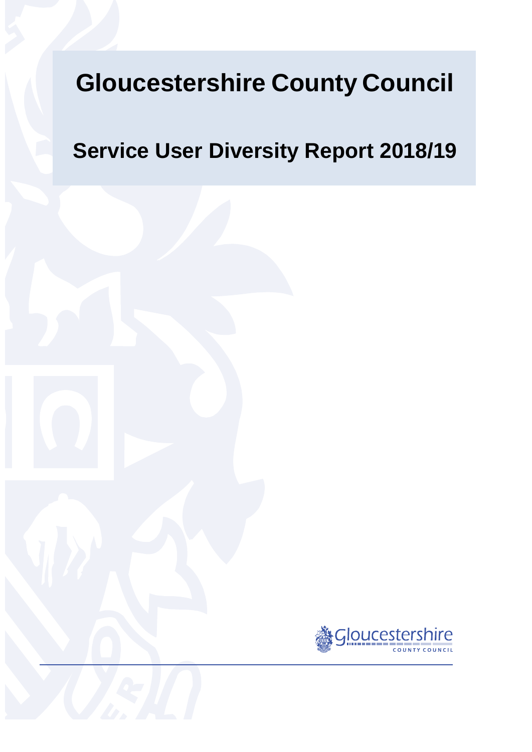# Gloucestershire County Council

## Service User Diversity Report 2018/19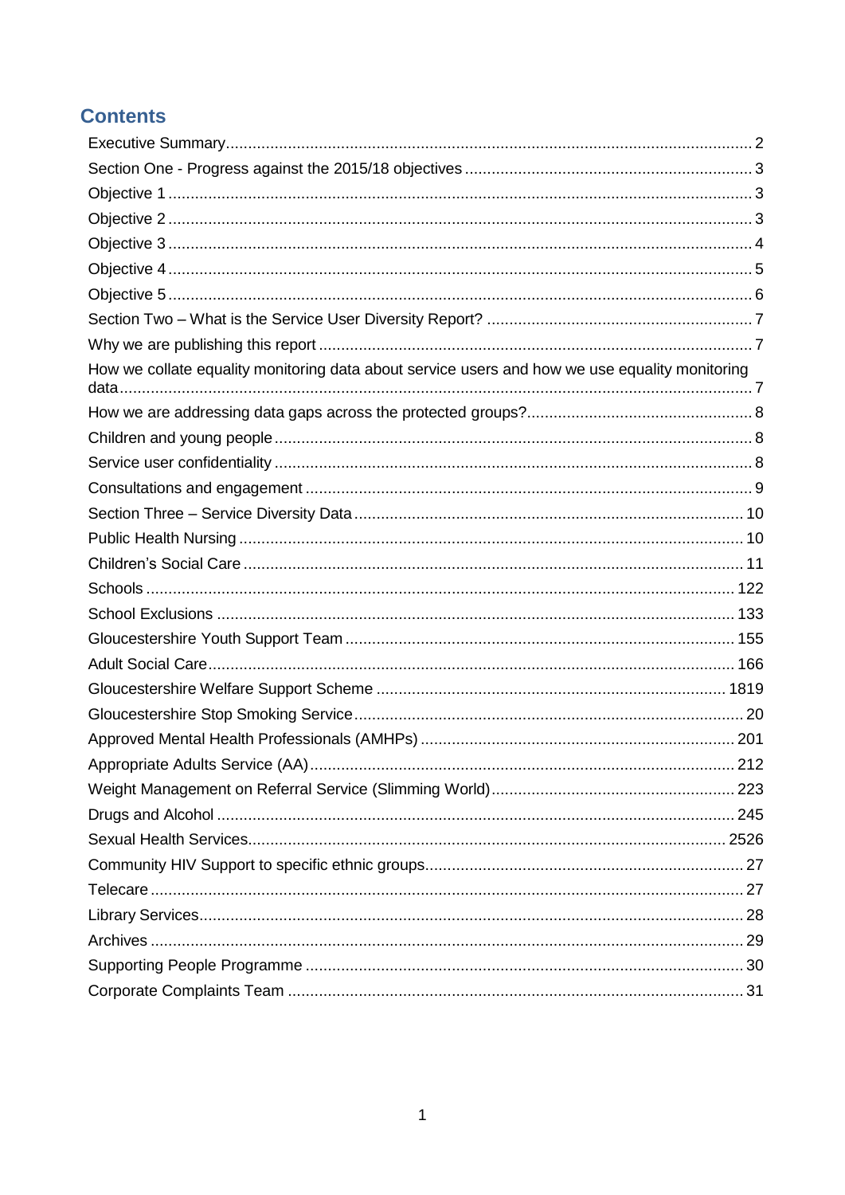## Contents

Executive Summary ..... 2
Section One - Progress against the 2015/18 objectives ..... 3
Objective 1 ..... 3
Objective 2 ..... 3
Objective 3 ..... 4
Objective 4 ..... 5
Objective 5 ..... 6
Section Two – What is the Service User Diversity Report? ..... 7
Why we are publishing this report ..... 7
How we collate equality monitoring data about service users and how we use equality monitoring data ..... 7
How we are addressing data gaps across the protected groups? ..... 8
Children and young people ..... 8
Service user confidentiality ..... 8
Consultations and engagement ..... 9
Section Three – Service Diversity Data ..... 10
Public Health Nursing ..... 10
Children's Social Care ..... 11
Schools ..... 122
School Exclusions ..... 133
Gloucestershire Youth Support Team ..... 155
Adult Social Care ..... 166
Gloucestershire Welfare Support Scheme ..... 1819
Gloucestershire Stop Smoking Service ..... 20
Approved Mental Health Professionals (AMHPs) ..... 201
Appropriate Adults Service (AA) ..... 212
Weight Management on Referral Service (Slimming World) ..... 223
Drugs and Alcohol ..... 245
Sexual Health Services ..... 2526
Community HIV Support to specific ethnic groups ..... 27
Telecare ..... 27
Library Services ..... 28
Archives ..... 29
Supporting People Programme ..... 30
Corporate Complaints Team ..... 31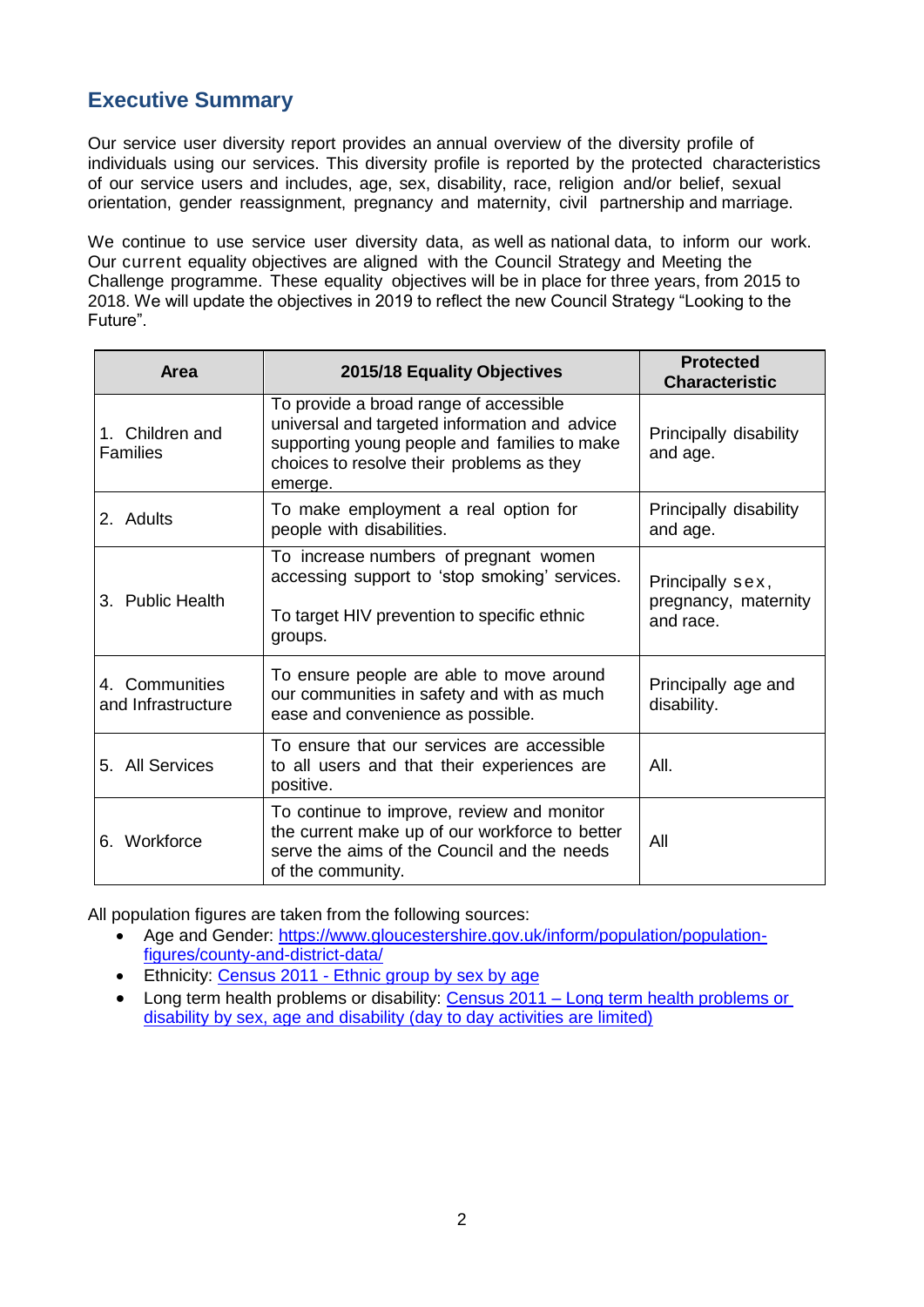## Executive Summary

Our service user diversity report provides an annual overview of the diversity profile of individuals using our services. This diversity profile is reported by the protected characteristics of our service users and includes, age, sex, disability, race, religion and/or belief, sexual orientation, gender reassignment, pregnancy and maternity, civil partnership and marriage.

We continue to use service user diversity data, as well as national data, to inform our work. Our current equality objectives are aligned with the Council Strategy and Meeting the Challenge programme. These equality objectives will be in place for three years, from 2015 to 2018. We will update the objectives in 2019 to reflect the new Council Strategy "Looking to the Future".

| Area | 2015/18 Equality Objectives | Protected Characteristic |
|---|---|---|
| 1. Children and Families | To provide a broad range of accessible universal and targeted information and advice supporting young people and families to make choices to resolve their problems as they emerge. | Principally disability and age. |
| 2. Adults | To make employment a real option for people with disabilities. | Principally disability and age. |
| 3. Public Health | To increase numbers of pregnant women accessing support to 'stop smoking' services.<br><br>To target HIV prevention to specific ethnic groups. | Principally sex, pregnancy, maternity and race. |
| 4. Communities and Infrastructure | To ensure people are able to move around our communities in safety and with as much ease and convenience as possible. | Principally age and disability. |
| 5. All Services | To ensure that our services are accessible to all users and that their experiences are positive. | All. |
| 6. Workforce | To continue to improve, review and monitor the current make up of our workforce to better serve the aims of the Council and the needs of the community. | All |

All population figures are taken from the following sources:

- Age and Gender: [https://www.gloucestershire.gov.uk/inform/population/population-figures/county-and-district-data/](https://www.gloucestershire.gov.uk/inform/population/population-figures/county-and-district-data/)
- Ethnicity: Census 2011 - Ethnic group by sex by age
- Long term health problems or disability: Census 2011 – Long term health problems or disability by sex, age and disability (day to day activities are limited)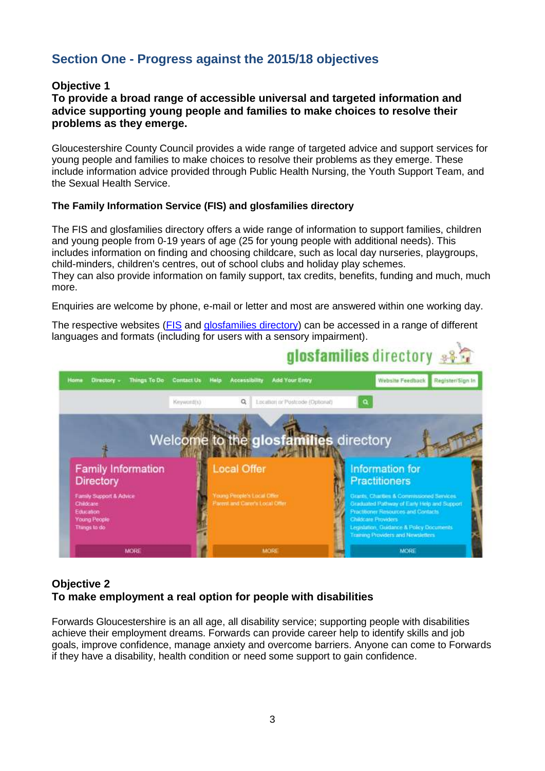## Section One - Progress against the 2015/18 objectives

### Objective 1

**To provide a broad range of accessible universal and targeted information and advice supporting young people and families to make choices to resolve their problems as they emerge.**

Gloucestershire County Council provides a wide range of targeted advice and support services for young people and families to make choices to resolve their problems as they emerge. These include information advice provided through Public Health Nursing, the Youth Support Team, and the Sexual Health Service.

**The Family Information Service (FIS) and glosfamilies directory**

The FIS and glosfamilies directory offers a wide range of information to support families, children and young people from 0-19 years of age (25 for young people with additional needs). This includes information on finding and choosing childcare, such as local day nurseries, playgroups, child-minders, children's centres, out of school clubs and holiday play schemes.
They can also provide information on family support, tax credits, benefits, funding and much, much more.

Enquiries are welcome by phone, e-mail or letter and most are answered within one working day.

The respective websites (FIS and glosfamilies directory) can be accessed in a range of different languages and formats (including for users with a sensory impairment).

### Objective 2

**To make employment a real option for people with disabilities**

Forwards Gloucestershire is an all age, all disability service; supporting people with disabilities achieve their employment dreams. Forwards can provide career help to identify skills and job goals, improve confidence, manage anxiety and overcome barriers. Anyone can come to Forwards if they have a disability, health condition or need some support to gain confidence.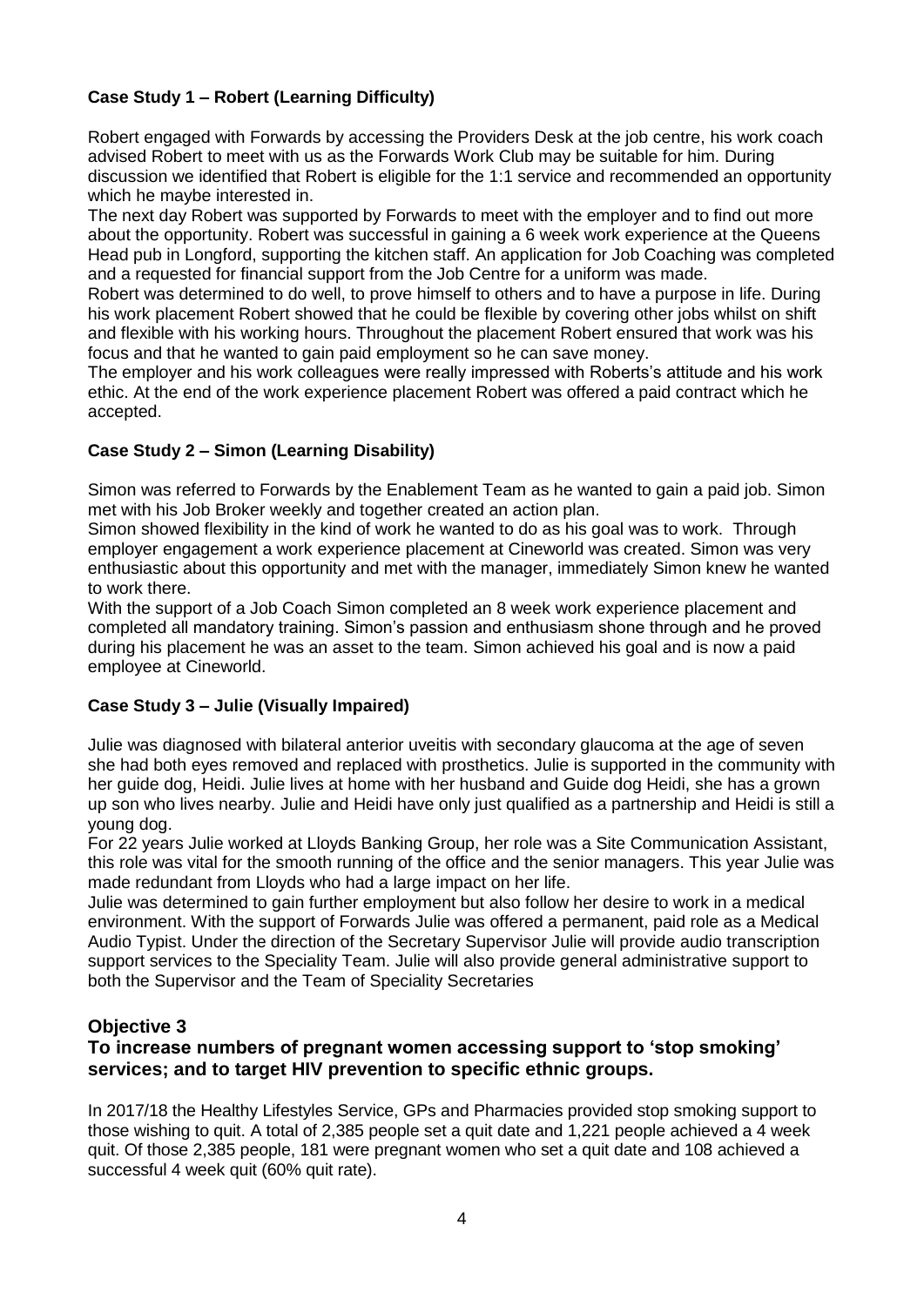### Case Study 1 – Robert (Learning Difficulty)

Robert engaged with Forwards by accessing the Providers Desk at the job centre, his work coach advised Robert to meet with us as the Forwards Work Club may be suitable for him. During discussion we identified that Robert is eligible for the 1:1 service and recommended an opportunity which he maybe interested in.

The next day Robert was supported by Forwards to meet with the employer and to find out more about the opportunity. Robert was successful in gaining a 6 week work experience at the Queens Head pub in Longford, supporting the kitchen staff. An application for Job Coaching was completed and a requested for financial support from the Job Centre for a uniform was made.

Robert was determined to do well, to prove himself to others and to have a purpose in life. During his work placement Robert showed that he could be flexible by covering other jobs whilst on shift and flexible with his working hours. Throughout the placement Robert ensured that work was his focus and that he wanted to gain paid employment so he can save money.

The employer and his work colleagues were really impressed with Roberts's attitude and his work ethic. At the end of the work experience placement Robert was offered a paid contract which he accepted.

### Case Study 2 – Simon (Learning Disability)

Simon was referred to Forwards by the Enablement Team as he wanted to gain a paid job. Simon met with his Job Broker weekly and together created an action plan.

Simon showed flexibility in the kind of work he wanted to do as his goal was to work. Through employer engagement a work experience placement at Cineworld was created. Simon was very enthusiastic about this opportunity and met with the manager, immediately Simon knew he wanted to work there.

With the support of a Job Coach Simon completed an 8 week work experience placement and completed all mandatory training. Simon's passion and enthusiasm shone through and he proved during his placement he was an asset to the team. Simon achieved his goal and is now a paid employee at Cineworld.

### Case Study 3 – Julie (Visually Impaired)

Julie was diagnosed with bilateral anterior uveitis with secondary glaucoma at the age of seven she had both eyes removed and replaced with prosthetics. Julie is supported in the community with her guide dog, Heidi. Julie lives at home with her husband and Guide dog Heidi, she has a grown up son who lives nearby. Julie and Heidi have only just qualified as a partnership and Heidi is still a young dog.

For 22 years Julie worked at Lloyds Banking Group, her role was a Site Communication Assistant, this role was vital for the smooth running of the office and the senior managers. This year Julie was made redundant from Lloyds who had a large impact on her life.

Julie was determined to gain further employment but also follow her desire to work in a medical environment. With the support of Forwards Julie was offered a permanent, paid role as a Medical Audio Typist. Under the direction of the Secretary Supervisor Julie will provide audio transcription support services to the Speciality Team. Julie will also provide general administrative support to both the Supervisor and the Team of Speciality Secretaries

## Objective 3

## To increase numbers of pregnant women accessing support to 'stop smoking' services; and to target HIV prevention to specific ethnic groups.

In 2017/18 the Healthy Lifestyles Service, GPs and Pharmacies provided stop smoking support to those wishing to quit. A total of 2,385 people set a quit date and 1,221 people achieved a 4 week quit. Of those 2,385 people, 181 were pregnant women who set a quit date and 108 achieved a successful 4 week quit (60% quit rate).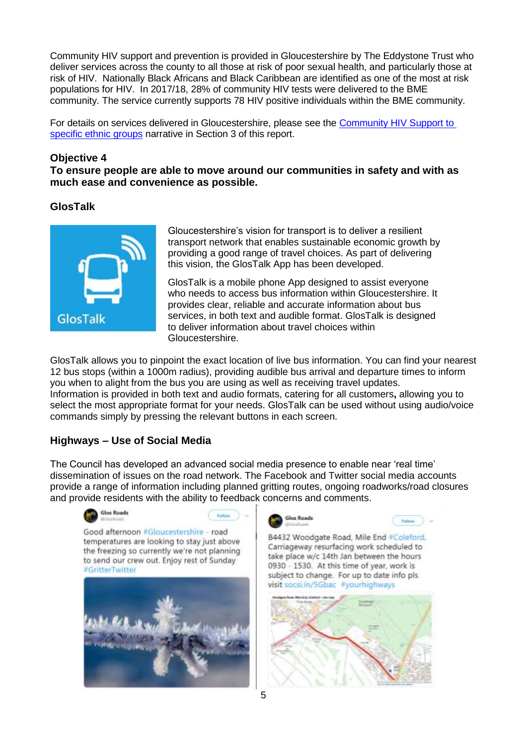Community HIV support and prevention is provided in Gloucestershire by The Eddystone Trust who deliver services across the county to all those at risk of poor sexual health, and particularly those at risk of HIV. Nationally Black Africans and Black Caribbean are identified as one of the most at risk populations for HIV. In 2017/18, 28% of community HIV tests were delivered to the BME community. The service currently supports 78 HIV positive individuals within the BME community.

For details on services delivered in Gloucestershire, please see the Community HIV Support to specific ethnic groups narrative in Section 3 of this report.

### Objective 4

**To ensure people are able to move around our communities in safety and with as much ease and convenience as possible.**

### GlosTalk

Gloucestershire's vision for transport is to deliver a resilient transport network that enables sustainable economic growth by providing a good range of travel choices. As part of delivering this vision, the GlosTalk App has been developed.

GlosTalk is a mobile phone App designed to assist everyone who needs to access bus information within Gloucestershire. It provides clear, reliable and accurate information about bus services, in both text and audible format. GlosTalk is designed to deliver information about travel choices within Gloucestershire.

GlosTalk allows you to pinpoint the exact location of live bus information. You can find your nearest 12 bus stops (within a 1000m radius), providing audible bus arrival and departure times to inform you when to alight from the bus you are using as well as receiving travel updates. Information is provided in both text and audio formats, catering for all customers**,** allowing you to select the most appropriate format for your needs. GlosTalk can be used without using audio/voice commands simply by pressing the relevant buttons in each screen.

### Highways – Use of Social Media

The Council has developed an advanced social media presence to enable near 'real time' dissemination of issues on the road network. The Facebook and Twitter social media accounts provide a range of information including planned gritting routes, ongoing roadworks/road closures and provide residents with the ability to feedback concerns and comments.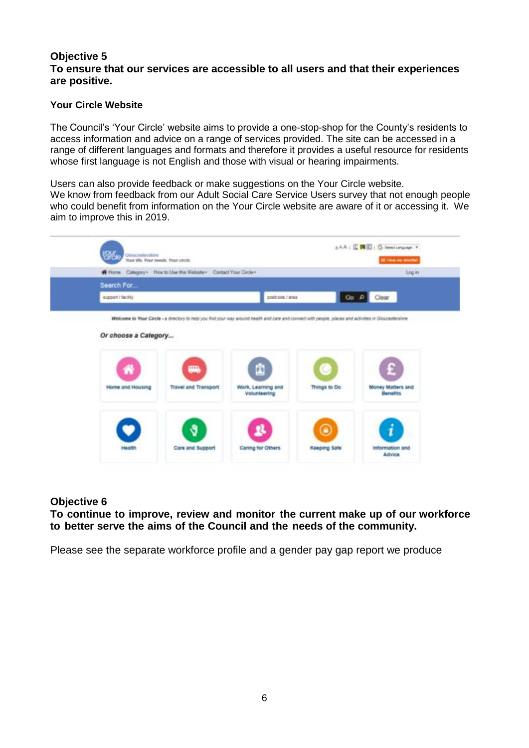## Objective 5

**To ensure that our services are accessible to all users and that their experiences are positive.**

### Your Circle Website

The Council's 'Your Circle' website aims to provide a one-stop-shop for the County's residents to access information and advice on a range of services provided. The site can be accessed in a range of different languages and formats and therefore it provides a useful resource for residents whose first language is not English and those with visual or hearing impairments.

Users can also provide feedback or make suggestions on the Your Circle website.
We know from feedback from our Adult Social Care Service Users survey that not enough people who could benefit from information on the Your Circle website are aware of it or accessing it. We aim to improve this in 2019.

## Objective 6

**To continue to improve, review and monitor the current make up of our workforce to better serve the aims of the Council and the needs of the community.**

Please see the separate workforce profile and a gender pay gap report we produce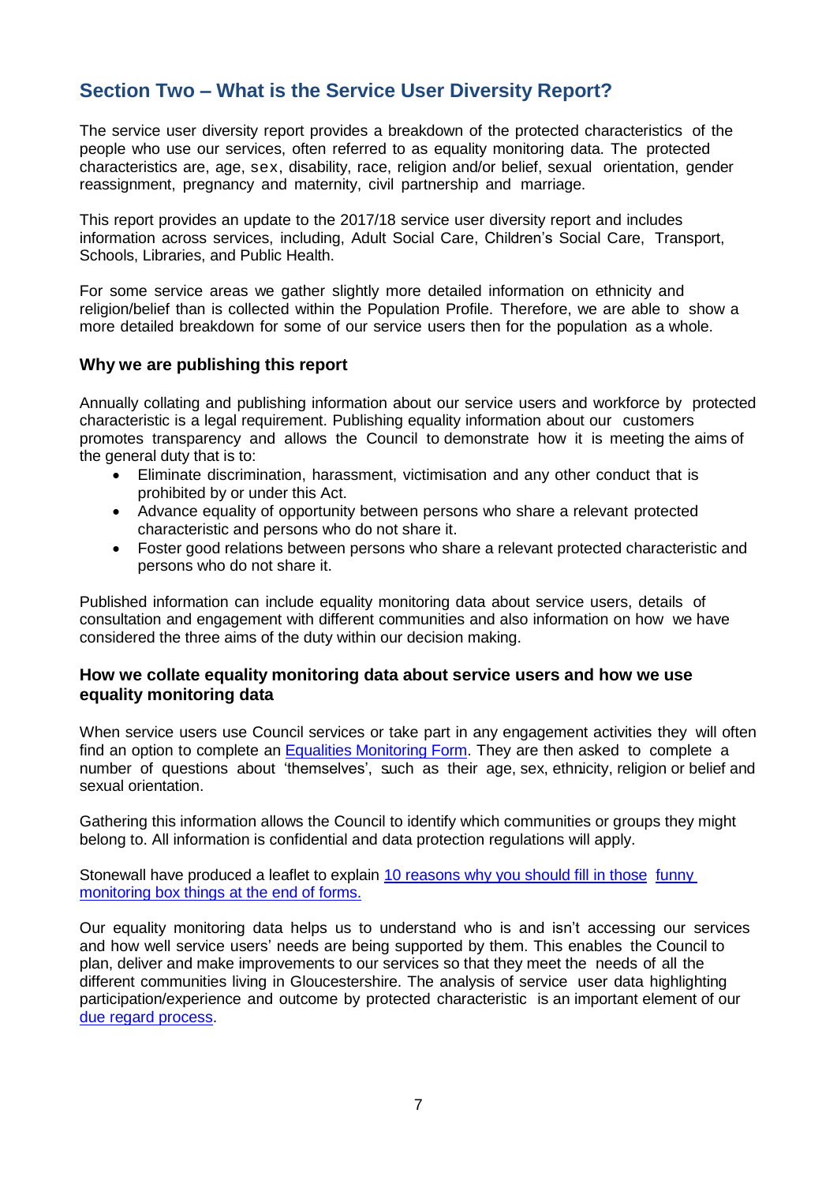## Section Two – What is the Service User Diversity Report?

The service user diversity report provides a breakdown of the protected characteristics of the people who use our services, often referred to as equality monitoring data. The protected characteristics are, age, sex, disability, race, religion and/or belief, sexual orientation, gender reassignment, pregnancy and maternity, civil partnership and marriage.

This report provides an update to the 2017/18 service user diversity report and includes information across services, including, Adult Social Care, Children's Social Care, Transport, Schools, Libraries, and Public Health.

For some service areas we gather slightly more detailed information on ethnicity and religion/belief than is collected within the Population Profile. Therefore, we are able to show a more detailed breakdown for some of our service users then for the population as a whole.

### Why we are publishing this report

Annually collating and publishing information about our service users and workforce by protected characteristic is a legal requirement. Publishing equality information about our customers promotes transparency and allows the Council to demonstrate how it is meeting the aims of the general duty that is to:

- Eliminate discrimination, harassment, victimisation and any other conduct that is prohibited by or under this Act.
- Advance equality of opportunity between persons who share a relevant protected characteristic and persons who do not share it.
- Foster good relations between persons who share a relevant protected characteristic and persons who do not share it.

Published information can include equality monitoring data about service users, details of consultation and engagement with different communities and also information on how we have considered the three aims of the duty within our decision making.

### How we collate equality monitoring data about service users and how we use equality monitoring data

When service users use Council services or take part in any engagement activities they will often find an option to complete an Equalities Monitoring Form. They are then asked to complete a number of questions about 'themselves', such as their age, sex, ethnicity, religion or belief and sexual orientation.

Gathering this information allows the Council to identify which communities or groups they might belong to. All information is confidential and data protection regulations will apply.

Stonewall have produced a leaflet to explain 10 reasons why you should fill in those funny monitoring box things at the end of forms.

Our equality monitoring data helps us to understand who is and isn't accessing our services and how well service users' needs are being supported by them. This enables the Council to plan, deliver and make improvements to our services so that they meet the needs of all the different communities living in Gloucestershire. The analysis of service user data highlighting participation/experience and outcome by protected characteristic is an important element of our due regard process.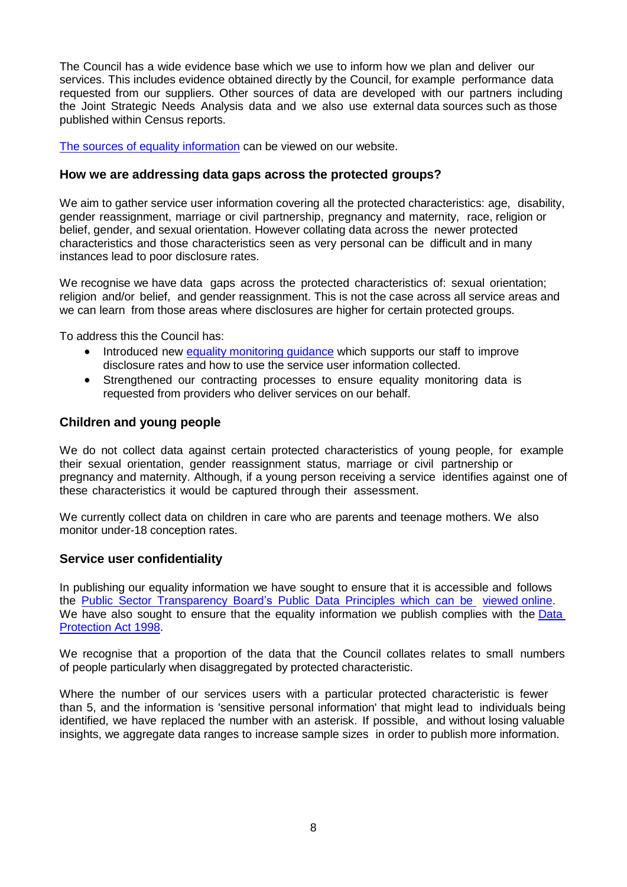The Council has a wide evidence base which we use to inform how we plan and deliver our services. This includes evidence obtained directly by the Council, for example performance data requested from our suppliers. Other sources of data are developed with our partners including the Joint Strategic Needs Analysis data and we also use external data sources such as those published within Census reports.

[The sources of equality information](#) can be viewed on our website.

### How we are addressing data gaps across the protected groups?

We aim to gather service user information covering all the protected characteristics: age, disability, gender reassignment, marriage or civil partnership, pregnancy and maternity, race, religion or belief, gender, and sexual orientation. However collating data across the newer protected characteristics and those characteristics seen as very personal can be difficult and in many instances lead to poor disclosure rates.

We recognise we have data gaps across the protected characteristics of: sexual orientation; religion and/or belief, and gender reassignment. This is not the case across all service areas and we can learn from those areas where disclosures are higher for certain protected groups.

To address this the Council has:

- Introduced new [equality monitoring guidance](#) which supports our staff to improve disclosure rates and how to use the service user information collected.
- Strengthened our contracting processes to ensure equality monitoring data is requested from providers who deliver services on our behalf.

### Children and young people

We do not collect data against certain protected characteristics of young people, for example their sexual orientation, gender reassignment status, marriage or civil partnership or pregnancy and maternity. Although, if a young person receiving a service identifies against one of these characteristics it would be captured through their assessment.

We currently collect data on children in care who are parents and teenage mothers. We also monitor under-18 conception rates.

### Service user confidentiality

In publishing our equality information we have sought to ensure that it is accessible and follows the [Public Sector Transparency Board's Public Data Principles which can be viewed online](#). We have also sought to ensure that the equality information we publish complies with the [Data Protection Act 1998](#).

We recognise that a proportion of the data that the Council collates relates to small numbers of people particularly when disaggregated by protected characteristic.

Where the number of our services users with a particular protected characteristic is fewer than 5, and the information is 'sensitive personal information' that might lead to individuals being identified, we have replaced the number with an asterisk. If possible, and without losing valuable insights, we aggregate data ranges to increase sample sizes in order to publish more information.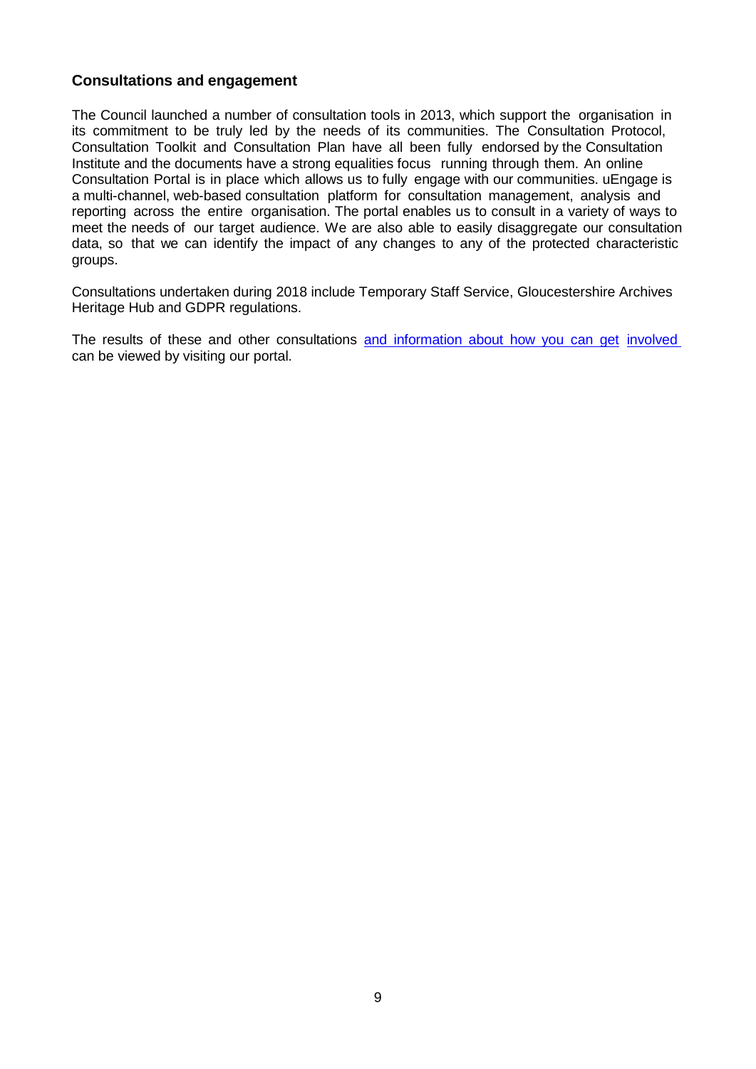## Consultations and engagement

The Council launched a number of consultation tools in 2013, which support the organisation in its commitment to be truly led by the needs of its communities. The Consultation Protocol, Consultation Toolkit and Consultation Plan have all been fully endorsed by the Consultation Institute and the documents have a strong equalities focus running through them. An online Consultation Portal is in place which allows us to fully engage with our communities. uEngage is a multi-channel, web-based consultation platform for consultation management, analysis and reporting across the entire organisation. The portal enables us to consult in a variety of ways to meet the needs of our target audience. We are also able to easily disaggregate our consultation data, so that we can identify the impact of any changes to any of the protected characteristic groups.

Consultations undertaken during 2018 include Temporary Staff Service, Gloucestershire Archives Heritage Hub and GDPR regulations.

The results of these and other consultations and information about how you can get involved can be viewed by visiting our portal.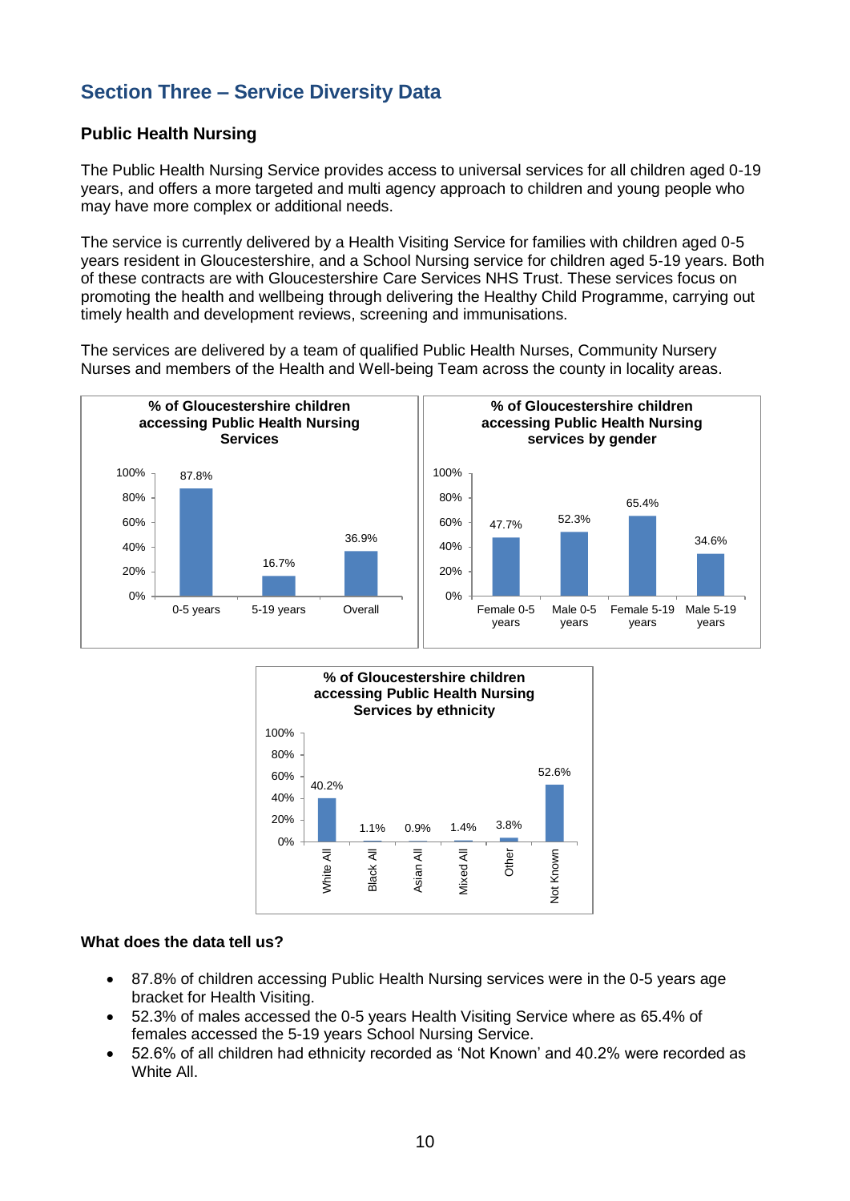## Section Three – Service Diversity Data

### Public Health Nursing

The Public Health Nursing Service provides access to universal services for all children aged 0-19 years, and offers a more targeted and multi agency approach to children and young people who may have more complex or additional needs.

The service is currently delivered by a Health Visiting Service for families with children aged 0-5 years resident in Gloucestershire, and a School Nursing service for children aged 5-19 years. Both of these contracts are with Gloucestershire Care Services NHS Trust. These services focus on promoting the health and wellbeing through delivering the Healthy Child Programme, carrying out timely health and development reviews, screening and immunisations.

The services are delivered by a team of qualified Public Health Nurses, Community Nursery Nurses and members of the Health and Well-being Team across the county in locality areas.

**% of Gloucestershire children accessing Public Health Nursing Services**

| 0-5 years | 5-19 years | Overall |
|---|---|---|
| 87.8% | 16.7% | 36.9% |

**% of Gloucestershire children accessing Public Health Nursing services by gender**

| Female 0-5 years | Male 0-5 years | Female 5-19 years | Male 5-19 years |
|---|---|---|---|
| 47.7% | 52.3% | 65.4% | 34.6% |

**% of Gloucestershire children accessing Public Health Nursing Services by ethnicity**

| White All | Black All | Asian All | Mixed All | Other | Not Known |
|---|---|---|---|---|---|
| 40.2% | 1.1% | 0.9% | 1.4% | 3.8% | 52.6% |

#### What does the data tell us?

- 87.8% of children accessing Public Health Nursing services were in the 0-5 years age bracket for Health Visiting.
- 52.3% of males accessed the 0-5 years Health Visiting Service where as 65.4% of females accessed the 5-19 years School Nursing Service.
- 52.6% of all children had ethnicity recorded as 'Not Known' and 40.2% were recorded as White All.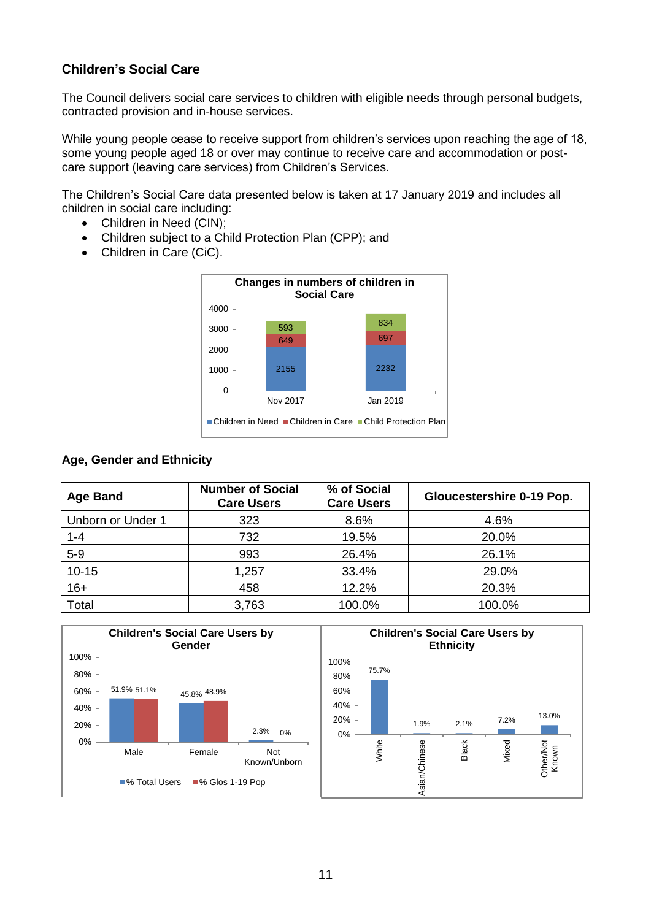## Children's Social Care

The Council delivers social care services to children with eligible needs through personal budgets, contracted provision and in-house services.

While young people cease to receive support from children's services upon reaching the age of 18, some young people aged 18 or over may continue to receive care and accommodation or post-care support (leaving care services) from Children's Services.

The Children's Social Care data presented below is taken at 17 January 2019 and includes all children in social care including:

- Children in Need (CIN);
- Children subject to a Child Protection Plan (CPP); and
- Children in Care (CiC).

**Changes in numbers of children in Social Care**

| | Children in Need | Children in Care | Child Protection Plan |
|---|---|---|---|
| Nov 2017 | 2155 | 649 | 593 |
| Jan 2019 | 2232 | 697 | 834 |

### Age, Gender and Ethnicity

| Age Band | Number of Social Care Users | % of Social Care Users | Gloucestershire 0-19 Pop. |
|---|---|---|---|
| Unborn or Under 1 | 323 | 8.6% | 4.6% |
| 1-4 | 732 | 19.5% | 20.0% |
| 5-9 | 993 | 26.4% | 26.1% |
| 10-15 | 1,257 | 33.4% | 29.0% |
| 16+ | 458 | 12.2% | 20.3% |
| Total | 3,763 | 100.0% | 100.0% |

**Children's Social Care Users by Gender**

| | % Total Users | % Glos 1-19 Pop |
|---|---|---|
| Male | 51.9% | 51.1% |
| Female | 45.8% | 48.9% |
| Not Known/Unborn | 2.3% | 0% |

**Children's Social Care Users by Ethnicity**

| Ethnicity | % |
|---|---|
| White | 75.7% |
| Asian/Chinese | 1.9% |
| Black | 2.1% |
| Mixed | 7.2% |
| Other/Not Known | 13.0% |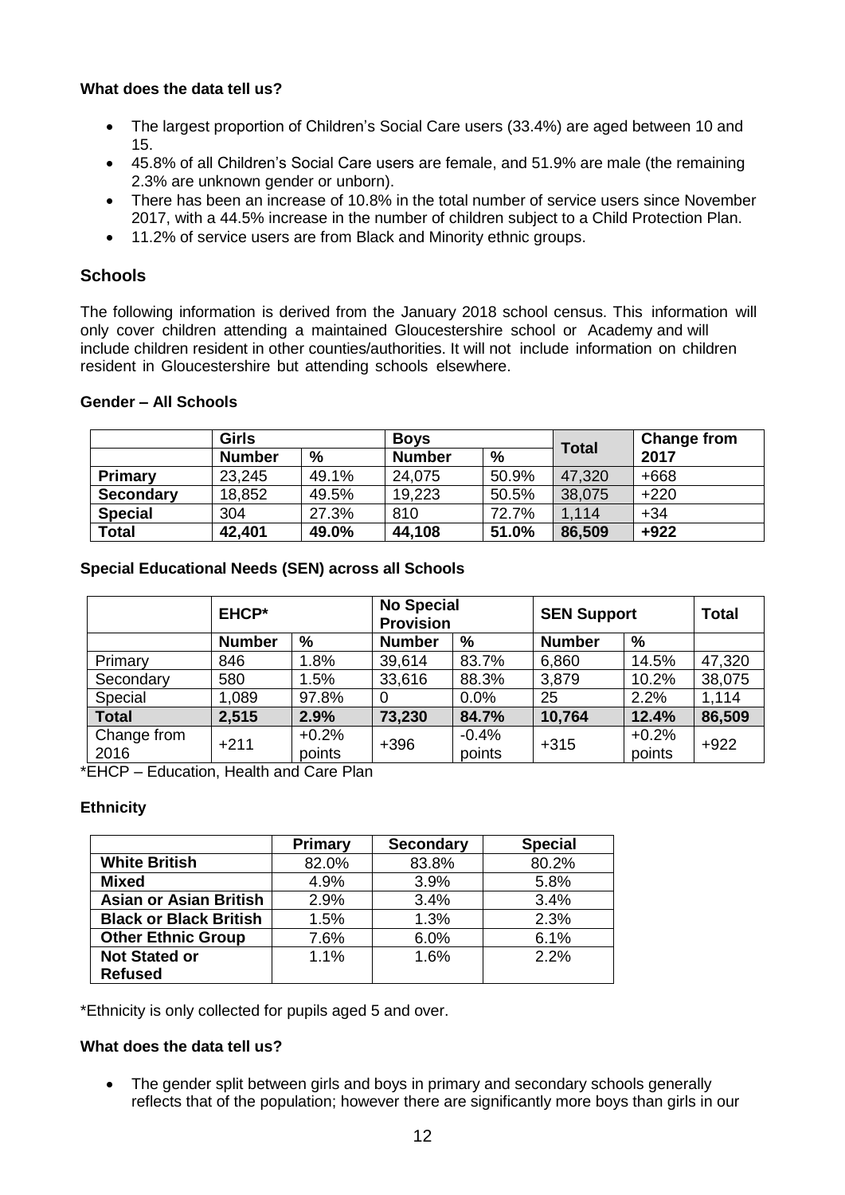**What does the data tell us?**

- The largest proportion of Children's Social Care users (33.4%) are aged between 10 and 15.
- 45.8% of all Children's Social Care users are female, and 51.9% are male (the remaining 2.3% are unknown gender or unborn).
- There has been an increase of 10.8% in the total number of service users since November 2017, with a 44.5% increase in the number of children subject to a Child Protection Plan.
- 11.2% of service users are from Black and Minority ethnic groups.

## Schools

The following information is derived from the January 2018 school census. This information will only cover children attending a maintained Gloucestershire school or Academy and will include children resident in other counties/authorities. It will not include information on children resident in Gloucestershire but attending schools elsewhere.

**Gender – All Schools**

| | Girls | | Boys | | Total | Change from 2017 |
|---|---|---|---|---|---|---|
| | **Number** | **%** | **Number** | **%** | | |
| **Primary** | 23,245 | 49.1% | 24,075 | 50.9% | 47,320 | +668 |
| **Secondary** | 18,852 | 49.5% | 19,223 | 50.5% | 38,075 | +220 |
| **Special** | 304 | 27.3% | 810 | 72.7% | 1,114 | +34 |
| **Total** | **42,401** | **49.0%** | **44,108** | **51.0%** | **86,509** | **+922** |

**Special Educational Needs (SEN) across all Schools**

| | EHCP* | | No Special Provision | | SEN Support | | Total |
|---|---|---|---|---|---|---|---|
| | **Number** | **%** | **Number** | **%** | **Number** | **%** | |
| Primary | 846 | 1.8% | 39,614 | 83.7% | 6,860 | 14.5% | 47,320 |
| Secondary | 580 | 1.5% | 33,616 | 88.3% | 3,879 | 10.2% | 38,075 |
| Special | 1,089 | 97.8% | 0 | 0.0% | 25 | 2.2% | 1,114 |
| **Total** | **2,515** | **2.9%** | **73,230** | **84.7%** | **10,764** | **12.4%** | **86,509** |
| Change from 2016 | +211 | +0.2% points | +396 | -0.4% points | +315 | +0.2% points | +922 |

*EHCP – Education, Health and Care Plan

**Ethnicity**

| | Primary | Secondary | Special |
|---|---|---|---|
| **White British** | 82.0% | 83.8% | 80.2% |
| **Mixed** | 4.9% | 3.9% | 5.8% |
| **Asian or Asian British** | 2.9% | 3.4% | 3.4% |
| **Black or Black British** | 1.5% | 1.3% | 2.3% |
| **Other Ethnic Group** | 7.6% | 6.0% | 6.1% |
| **Not Stated or Refused** | 1.1% | 1.6% | 2.2% |

*Ethnicity is only collected for pupils aged 5 and over.

**What does the data tell us?**

- The gender split between girls and boys in primary and secondary schools generally reflects that of the population; however there are significantly more boys than girls in our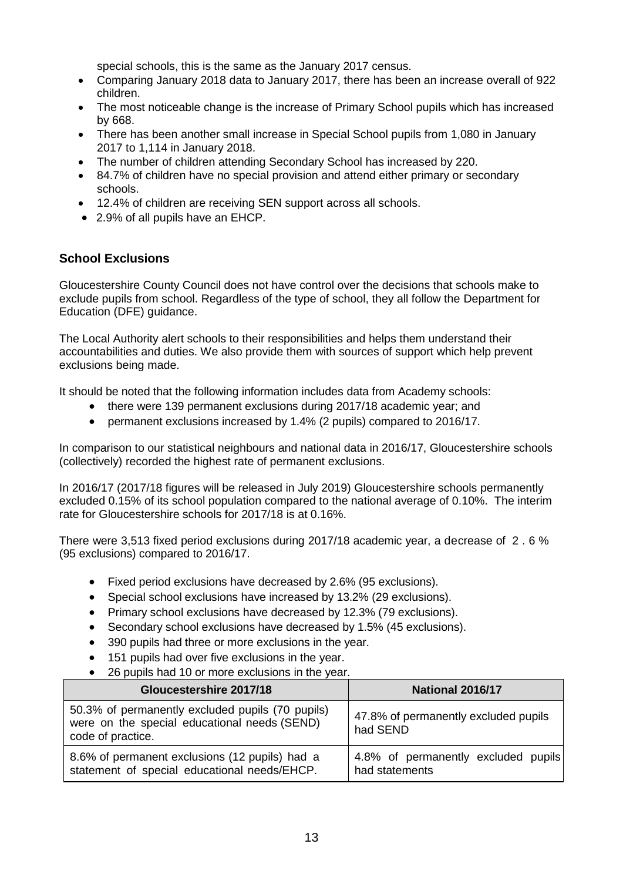special schools, this is the same as the January 2017 census.

- Comparing January 2018 data to January 2017, there has been an increase overall of 922 children.
- The most noticeable change is the increase of Primary School pupils which has increased by 668.
- There has been another small increase in Special School pupils from 1,080 in January 2017 to 1,114 in January 2018.
- The number of children attending Secondary School has increased by 220.
- 84.7% of children have no special provision and attend either primary or secondary schools.
- 12.4% of children are receiving SEN support across all schools.
- 2.9% of all pupils have an EHCP.

## School Exclusions

Gloucestershire County Council does not have control over the decisions that schools make to exclude pupils from school. Regardless of the type of school, they all follow the Department for Education (DFE) guidance.

The Local Authority alert schools to their responsibilities and helps them understand their accountabilities and duties. We also provide them with sources of support which help prevent exclusions being made.

It should be noted that the following information includes data from Academy schools:

- there were 139 permanent exclusions during 2017/18 academic year; and
- permanent exclusions increased by 1.4% (2 pupils) compared to 2016/17.

In comparison to our statistical neighbours and national data in 2016/17, Gloucestershire schools (collectively) recorded the highest rate of permanent exclusions.

In 2016/17 (2017/18 figures will be released in July 2019) Gloucestershire schools permanently excluded 0.15% of its school population compared to the national average of 0.10%. The interim rate for Gloucestershire schools for 2017/18 is at 0.16%.

There were 3,513 fixed period exclusions during 2017/18 academic year, a decrease of 2.6% (95 exclusions) compared to 2016/17.

- Fixed period exclusions have decreased by 2.6% (95 exclusions).
- Special school exclusions have increased by 13.2% (29 exclusions).
- Primary school exclusions have decreased by 12.3% (79 exclusions).
- Secondary school exclusions have decreased by 1.5% (45 exclusions).
- 390 pupils had three or more exclusions in the year.
- 151 pupils had over five exclusions in the year.
- 26 pupils had 10 or more exclusions in the year.

| Gloucestershire 2017/18 | National 2016/17 |
| --- | --- |
| 50.3% of permanently excluded pupils (70 pupils) were on the special educational needs (SEND) code of practice. | 47.8% of permanently excluded pupils had SEND |
| 8.6% of permanent exclusions (12 pupils) had a statement of special educational needs/EHCP. | 4.8% of permanently excluded pupils had statements |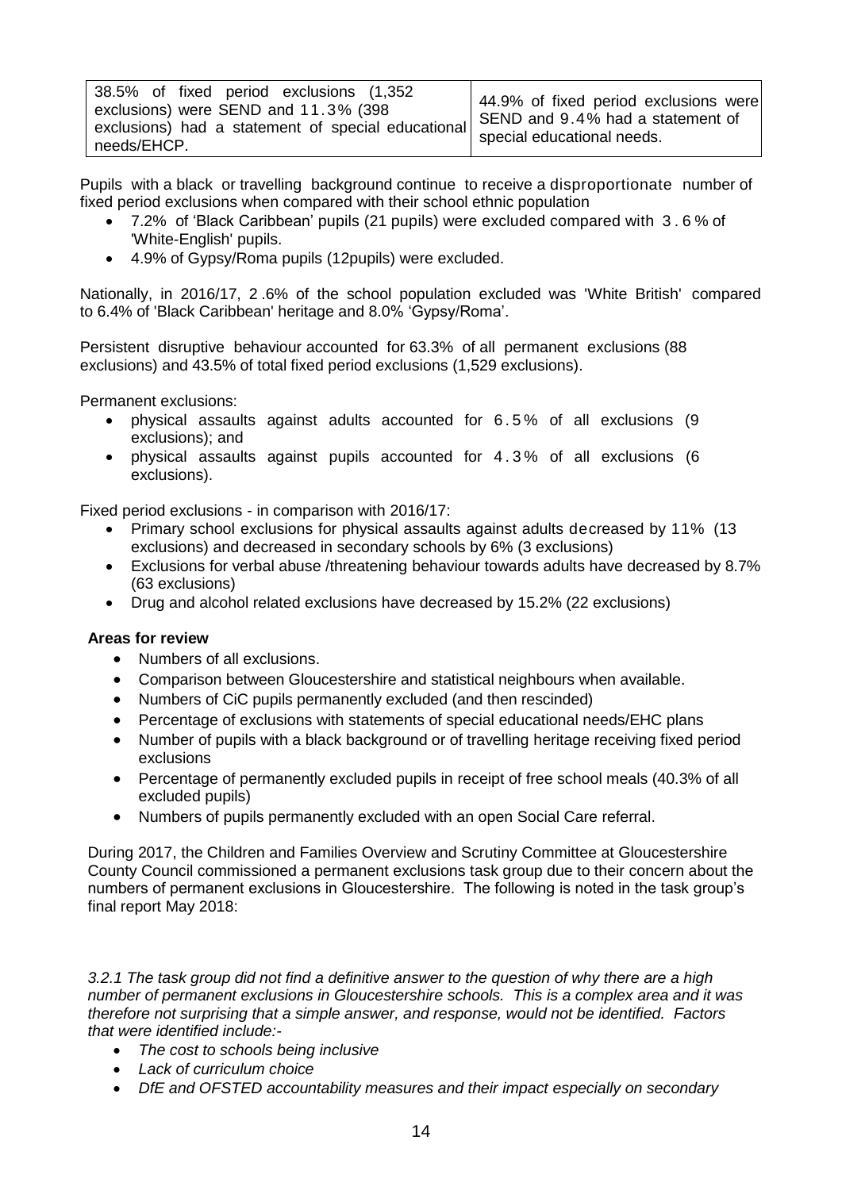| 38.5% of fixed period exclusions (1,352 exclusions) were SEND and 11.3% (398 exclusions) had a statement of special educational needs/EHCP. | 44.9% of fixed period exclusions were SEND and 9.4% had a statement of special educational needs. |
|---|---|

Pupils with a black or travelling background continue to receive a disproportionate number of fixed period exclusions when compared with their school ethnic population

- 7.2% of 'Black Caribbean' pupils (21 pupils) were excluded compared with 3.6% of 'White-English' pupils.
- 4.9% of Gypsy/Roma pupils (12pupils) were excluded.

Nationally, in 2016/17, 2.6% of the school population excluded was 'White British' compared to 6.4% of 'Black Caribbean' heritage and 8.0% 'Gypsy/Roma'.

Persistent disruptive behaviour accounted for 63.3% of all permanent exclusions (88 exclusions) and 43.5% of total fixed period exclusions (1,529 exclusions).

Permanent exclusions:

- physical assaults against adults accounted for 6.5% of all exclusions (9 exclusions); and
- physical assaults against pupils accounted for 4.3% of all exclusions (6 exclusions).

Fixed period exclusions - in comparison with 2016/17:

- Primary school exclusions for physical assaults against adults decreased by 11% (13 exclusions) and decreased in secondary schools by 6% (3 exclusions)
- Exclusions for verbal abuse /threatening behaviour towards adults have decreased by 8.7% (63 exclusions)
- Drug and alcohol related exclusions have decreased by 15.2% (22 exclusions)

**Areas for review**

- Numbers of all exclusions.
- Comparison between Gloucestershire and statistical neighbours when available.
- Numbers of CiC pupils permanently excluded (and then rescinded)
- Percentage of exclusions with statements of special educational needs/EHC plans
- Number of pupils with a black background or of travelling heritage receiving fixed period exclusions
- Percentage of permanently excluded pupils in receipt of free school meals (40.3% of all excluded pupils)
- Numbers of pupils permanently excluded with an open Social Care referral.

During 2017, the Children and Families Overview and Scrutiny Committee at Gloucestershire County Council commissioned a permanent exclusions task group due to their concern about the numbers of permanent exclusions in Gloucestershire. The following is noted in the task group's final report May 2018:

*3.2.1 The task group did not find a definitive answer to the question of why there are a high number of permanent exclusions in Gloucestershire schools. This is a complex area and it was therefore not surprising that a simple answer, and response, would not be identified. Factors that were identified include:-*

- *The cost to schools being inclusive*
- *Lack of curriculum choice*
- *DfE and OFSTED accountability measures and their impact especially on secondary*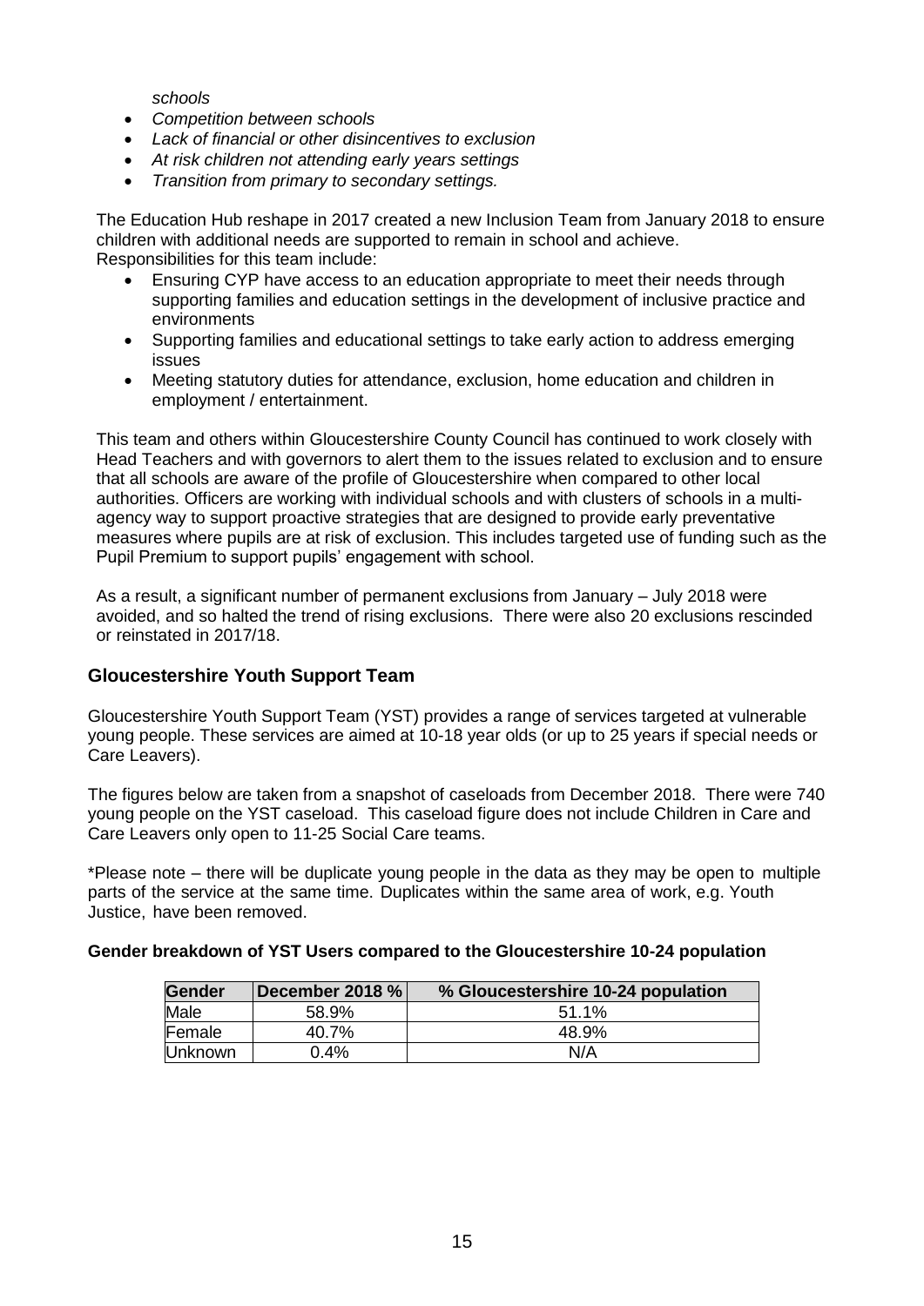*schools*

- *Competition between schools*
- *Lack of financial or other disincentives to exclusion*
- *At risk children not attending early years settings*
- *Transition from primary to secondary settings.*

The Education Hub reshape in 2017 created a new Inclusion Team from January 2018 to ensure children with additional needs are supported to remain in school and achieve. Responsibilities for this team include:

- Ensuring CYP have access to an education appropriate to meet their needs through supporting families and education settings in the development of inclusive practice and environments
- Supporting families and educational settings to take early action to address emerging issues
- Meeting statutory duties for attendance, exclusion, home education and children in employment / entertainment.

This team and others within Gloucestershire County Council has continued to work closely with Head Teachers and with governors to alert them to the issues related to exclusion and to ensure that all schools are aware of the profile of Gloucestershire when compared to other local authorities. Officers are working with individual schools and with clusters of schools in a multi-agency way to support proactive strategies that are designed to provide early preventative measures where pupils are at risk of exclusion. This includes targeted use of funding such as the Pupil Premium to support pupils' engagement with school.

As a result, a significant number of permanent exclusions from January – July 2018 were avoided, and so halted the trend of rising exclusions. There were also 20 exclusions rescinded or reinstated in 2017/18.

## Gloucestershire Youth Support Team

Gloucestershire Youth Support Team (YST) provides a range of services targeted at vulnerable young people. These services are aimed at 10-18 year olds (or up to 25 years if special needs or Care Leavers).

The figures below are taken from a snapshot of caseloads from December 2018. There were 740 young people on the YST caseload. This caseload figure does not include Children in Care and Care Leavers only open to 11-25 Social Care teams.

*Please note – there will be duplicate young people in the data as they may be open to multiple parts of the service at the same time. Duplicates within the same area of work, e.g. Youth Justice, have been removed.

**Gender breakdown of YST Users compared to the Gloucestershire 10-24 population**

| Gender | December 2018 % | % Gloucestershire 10-24 population |
|---|---|---|
| Male | 58.9% | 51.1% |
| Female | 40.7% | 48.9% |
| Unknown | 0.4% | N/A |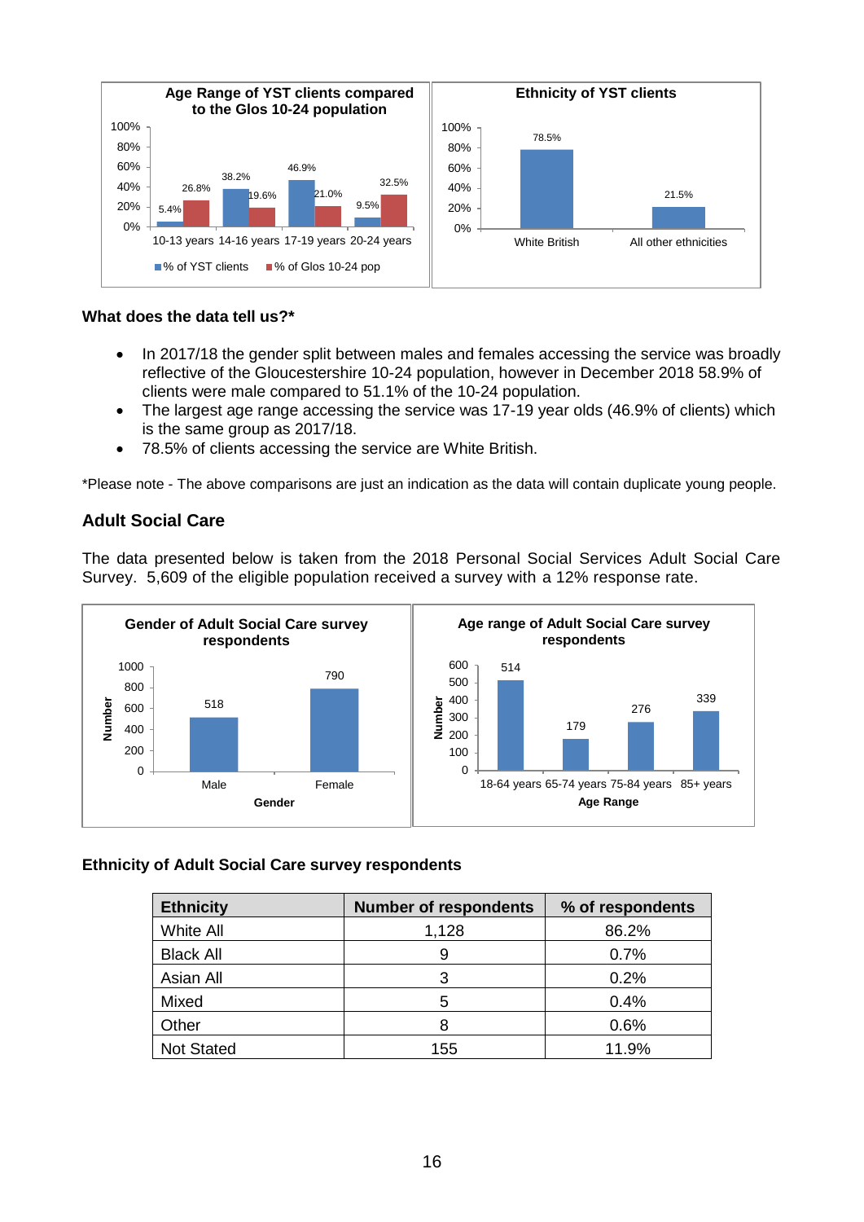**Age Range of YST clients compared to the Glos 10-24 population**

| Age range | % of YST clients | % of Glos 10-24 pop |
|---|---|---|
| 10-13 years | 5.4% | 26.8% |
| 14-16 years | 38.2% | 19.6% |
| 17-19 years | 46.9% | 21.0% |
| 20-24 years | 9.5% | 32.5% |

**Ethnicity of YST clients**

| Ethnicity | % |
|---|---|
| White British | 78.5% |
| All other ethnicities | 21.5% |

### What does the data tell us?*

- In 2017/18 the gender split between males and females accessing the service was broadly reflective of the Gloucestershire 10-24 population, however in December 2018 58.9% of clients were male compared to 51.1% of the 10-24 population.
- The largest age range accessing the service was 17-19 year olds (46.9% of clients) which is the same group as 2017/18.
- 78.5% of clients accessing the service are White British.

*Please note - The above comparisons are just an indication as the data will contain duplicate young people.

## Adult Social Care

The data presented below is taken from the 2018 Personal Social Services Adult Social Care Survey. 5,609 of the eligible population received a survey with a 12% response rate.

**Gender of Adult Social Care survey respondents**

| Gender | Number |
|---|---|
| Male | 518 |
| Female | 790 |

**Age range of Adult Social Care survey respondents**

| Age Range | Number |
|---|---|
| 18-64 years | 514 |
| 65-74 years | 179 |
| 75-84 years | 276 |
| 85+ years | 339 |

**Ethnicity of Adult Social Care survey respondents**

| Ethnicity | Number of respondents | % of respondents |
|---|---|---|
| White All | 1,128 | 86.2% |
| Black All | 9 | 0.7% |
| Asian All | 3 | 0.2% |
| Mixed | 5 | 0.4% |
| Other | 8 | 0.6% |
| Not Stated | 155 | 11.9% |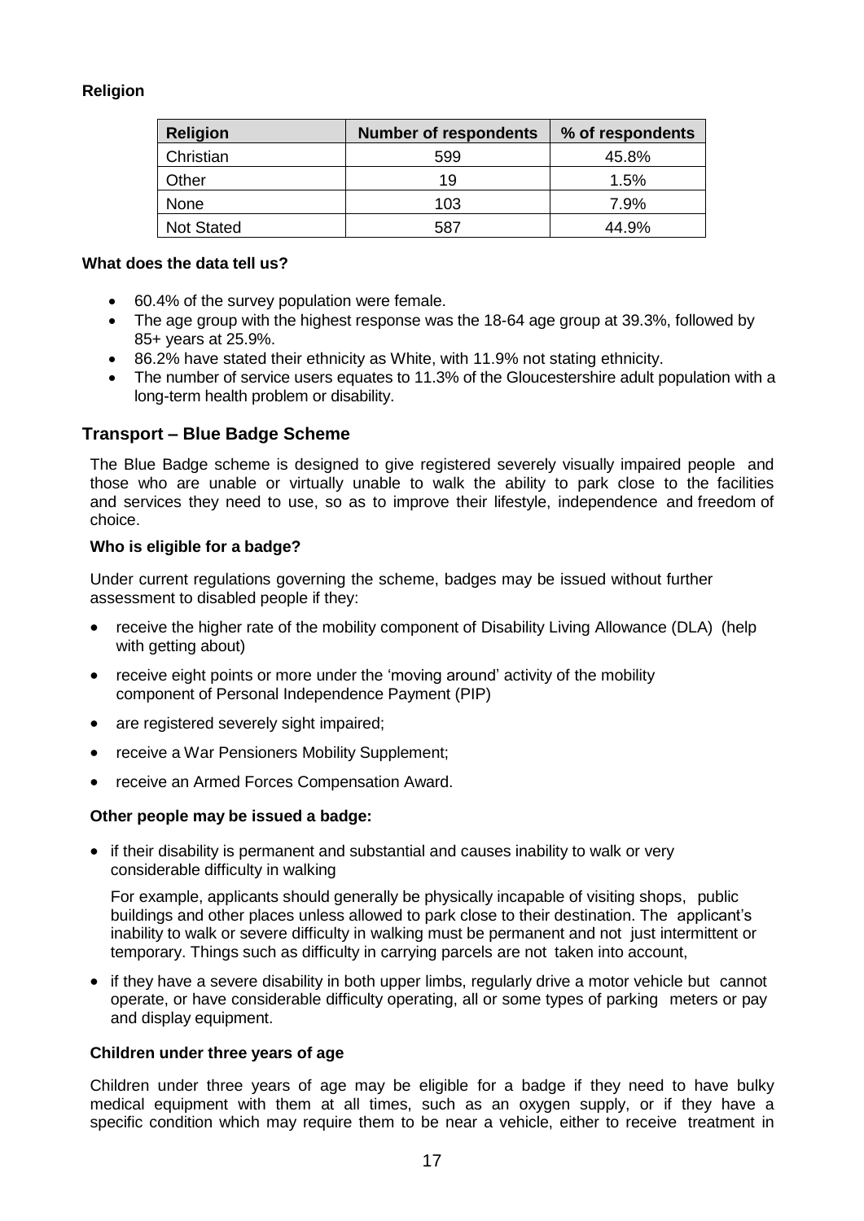**Religion**

| Religion | Number of respondents | % of respondents |
|---|---|---|
| Christian | 599 | 45.8% |
| Other | 19 | 1.5% |
| None | 103 | 7.9% |
| Not Stated | 587 | 44.9% |

**What does the data tell us?**

- 60.4% of the survey population were female.
- The age group with the highest response was the 18-64 age group at 39.3%, followed by 85+ years at 25.9%.
- 86.2% have stated their ethnicity as White, with 11.9% not stating ethnicity.
- The number of service users equates to 11.3% of the Gloucestershire adult population with a long-term health problem or disability.

## Transport – Blue Badge Scheme

The Blue Badge scheme is designed to give registered severely visually impaired people and those who are unable or virtually unable to walk the ability to park close to the facilities and services they need to use, so as to improve their lifestyle, independence and freedom of choice.

**Who is eligible for a badge?**

Under current regulations governing the scheme, badges may be issued without further assessment to disabled people if they:

- receive the higher rate of the mobility component of Disability Living Allowance (DLA) (help with getting about)
- receive eight points or more under the 'moving around' activity of the mobility component of Personal Independence Payment (PIP)
- are registered severely sight impaired;
- receive a War Pensioners Mobility Supplement;
- receive an Armed Forces Compensation Award.

**Other people may be issued a badge:**

- if their disability is permanent and substantial and causes inability to walk or very considerable difficulty in walking

  For example, applicants should generally be physically incapable of visiting shops, public buildings and other places unless allowed to park close to their destination. The applicant's inability to walk or severe difficulty in walking must be permanent and not just intermittent or temporary. Things such as difficulty in carrying parcels are not taken into account,

- if they have a severe disability in both upper limbs, regularly drive a motor vehicle but cannot operate, or have considerable difficulty operating, all or some types of parking meters or pay and display equipment.

**Children under three years of age**

Children under three years of age may be eligible for a badge if they need to have bulky medical equipment with them at all times, such as an oxygen supply, or if they have a specific condition which may require them to be near a vehicle, either to receive treatment in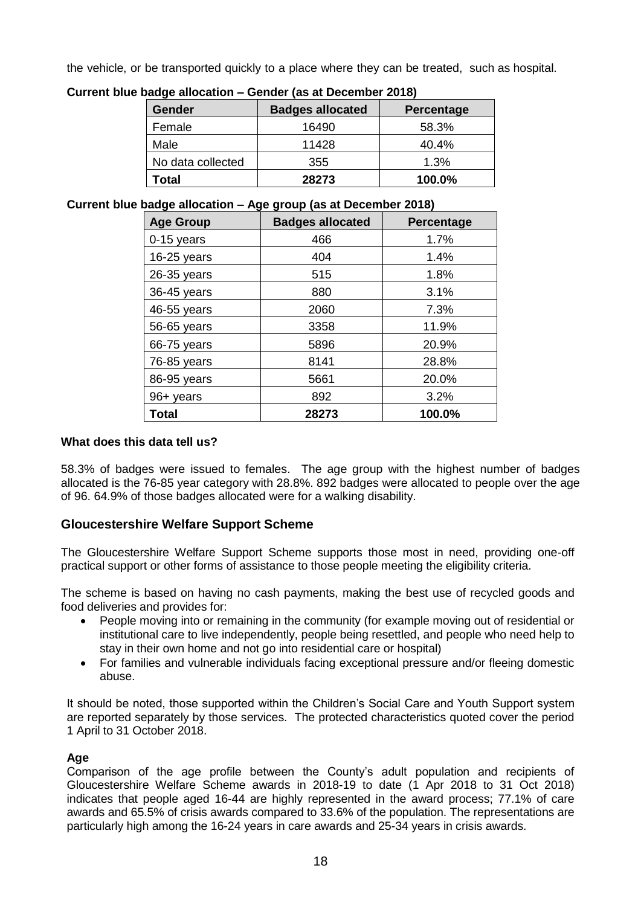the vehicle, or be transported quickly to a place where they can be treated, such as hospital.

**Current blue badge allocation – Gender (as at December 2018)**

| Gender | Badges allocated | Percentage |
|---|---|---|
| Female | 16490 | 58.3% |
| Male | 11428 | 40.4% |
| No data collected | 355 | 1.3% |
| **Total** | **28273** | **100.0%** |

**Current blue badge allocation – Age group (as at December 2018)**

| Age Group | Badges allocated | Percentage |
|---|---|---|
| 0-15 years | 466 | 1.7% |
| 16-25 years | 404 | 1.4% |
| 26-35 years | 515 | 1.8% |
| 36-45 years | 880 | 3.1% |
| 46-55 years | 2060 | 7.3% |
| 56-65 years | 3358 | 11.9% |
| 66-75 years | 5896 | 20.9% |
| 76-85 years | 8141 | 28.8% |
| 86-95 years | 5661 | 20.0% |
| 96+ years | 892 | 3.2% |
| **Total** | **28273** | **100.0%** |

**What does this data tell us?**

58.3% of badges were issued to females. The age group with the highest number of badges allocated is the 76-85 year category with 28.8%. 892 badges were allocated to people over the age of 96. 64.9% of those badges allocated were for a walking disability.

## Gloucestershire Welfare Support Scheme

The Gloucestershire Welfare Support Scheme supports those most in need, providing one-off practical support or other forms of assistance to those people meeting the eligibility criteria.

The scheme is based on having no cash payments, making the best use of recycled goods and food deliveries and provides for:

- People moving into or remaining in the community (for example moving out of residential or institutional care to live independently, people being resettled, and people who need help to stay in their own home and not go into residential care or hospital)
- For families and vulnerable individuals facing exceptional pressure and/or fleeing domestic abuse.

It should be noted, those supported within the Children's Social Care and Youth Support system are reported separately by those services. The protected characteristics quoted cover the period 1 April to 31 October 2018.

**Age**

Comparison of the age profile between the County's adult population and recipients of Gloucestershire Welfare Scheme awards in 2018-19 to date (1 Apr 2018 to 31 Oct 2018) indicates that people aged 16-44 are highly represented in the award process; 77.1% of care awards and 65.5% of crisis awards compared to 33.6% of the population. The representations are particularly high among the 16-24 years in care awards and 25-34 years in crisis awards.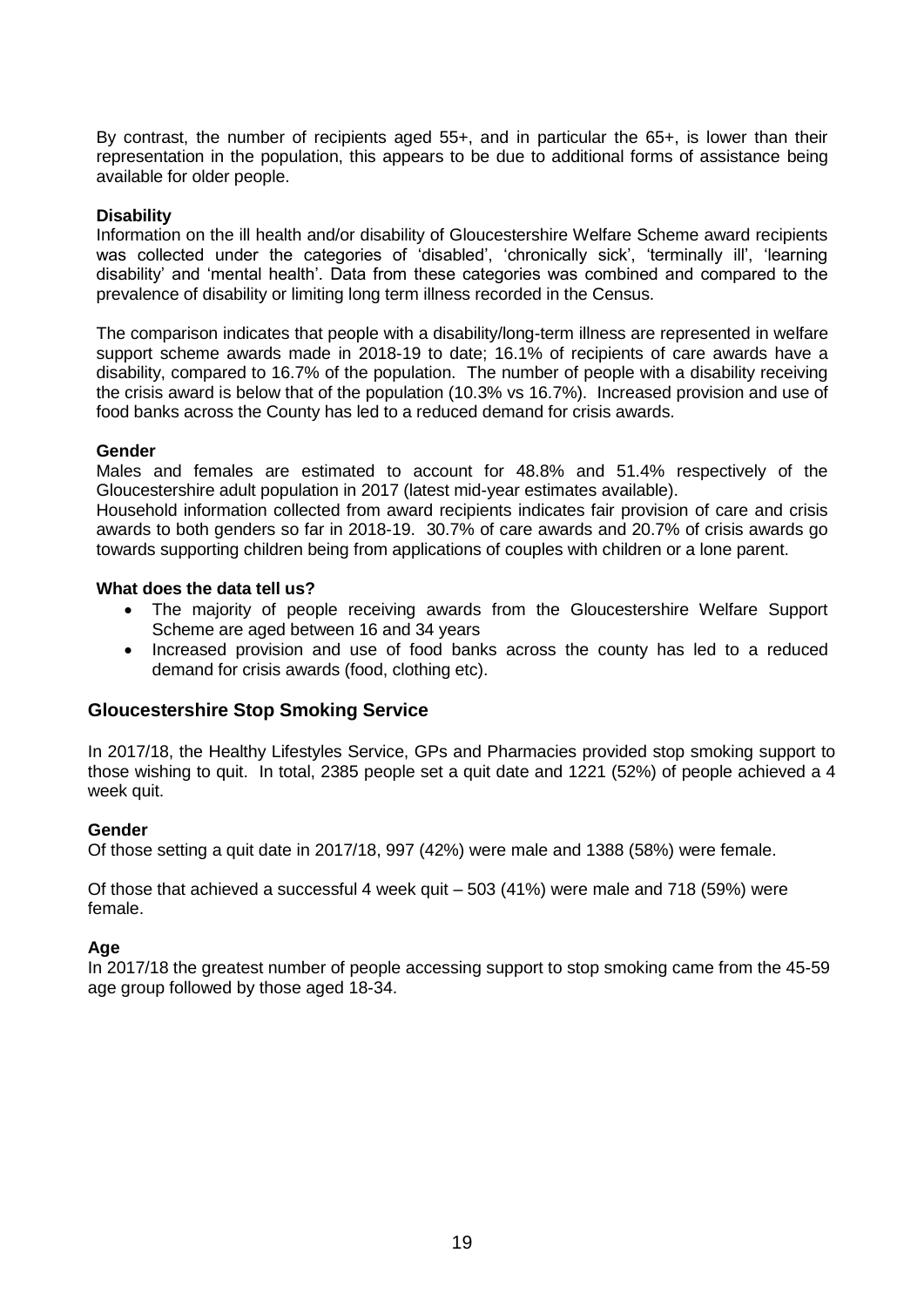By contrast, the number of recipients aged 55+, and in particular the 65+, is lower than their representation in the population, this appears to be due to additional forms of assistance being available for older people.

**Disability**

Information on the ill health and/or disability of Gloucestershire Welfare Scheme award recipients was collected under the categories of 'disabled', 'chronically sick', 'terminally ill', 'learning disability' and 'mental health'. Data from these categories was combined and compared to the prevalence of disability or limiting long term illness recorded in the Census.

The comparison indicates that people with a disability/long-term illness are represented in welfare support scheme awards made in 2018-19 to date; 16.1% of recipients of care awards have a disability, compared to 16.7% of the population. The number of people with a disability receiving the crisis award is below that of the population (10.3% vs 16.7%). Increased provision and use of food banks across the County has led to a reduced demand for crisis awards.

**Gender**

Males and females are estimated to account for 48.8% and 51.4% respectively of the Gloucestershire adult population in 2017 (latest mid-year estimates available).
Household information collected from award recipients indicates fair provision of care and crisis awards to both genders so far in 2018-19. 30.7% of care awards and 20.7% of crisis awards go towards supporting children being from applications of couples with children or a lone parent.

**What does the data tell us?**

- The majority of people receiving awards from the Gloucestershire Welfare Support Scheme are aged between 16 and 34 years
- Increased provision and use of food banks across the county has led to a reduced demand for crisis awards (food, clothing etc).

## Gloucestershire Stop Smoking Service

In 2017/18, the Healthy Lifestyles Service, GPs and Pharmacies provided stop smoking support to those wishing to quit. In total, 2385 people set a quit date and 1221 (52%) of people achieved a 4 week quit.

**Gender**

Of those setting a quit date in 2017/18, 997 (42%) were male and 1388 (58%) were female.

Of those that achieved a successful 4 week quit – 503 (41%) were male and 718 (59%) were female.

**Age**

In 2017/18 the greatest number of people accessing support to stop smoking came from the 45-59 age group followed by those aged 18-34.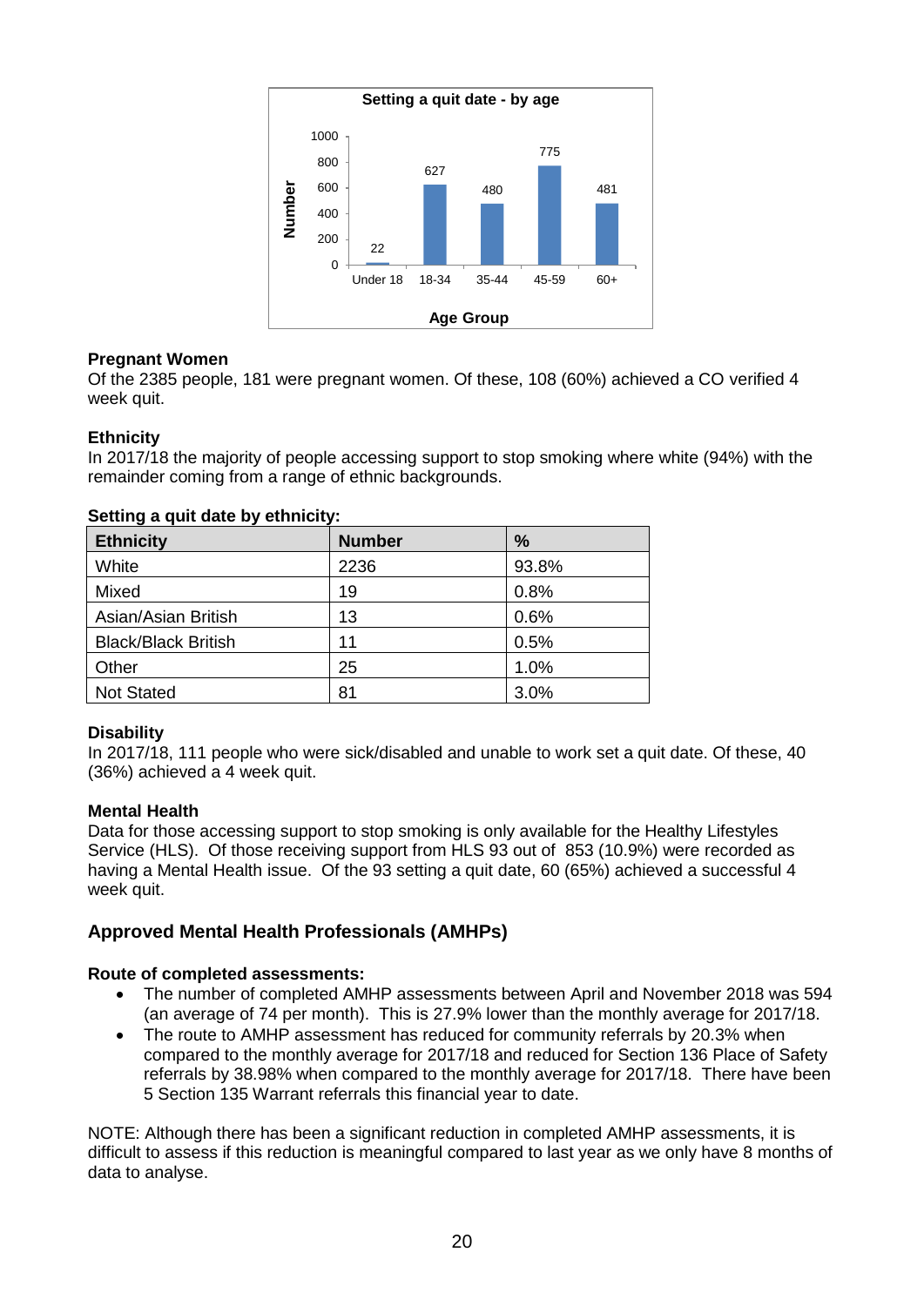**Setting a quit date - by age**

| Age Group | Number |
| --- | --- |
| Under 18 | 22 |
| 18-34 | 627 |
| 35-44 | 480 |
| 45-59 | 775 |
| 60+ | 481 |

**Pregnant Women**

Of the 2385 people, 181 were pregnant women. Of these, 108 (60%) achieved a CO verified 4 week quit.

**Ethnicity**

In 2017/18 the majority of people accessing support to stop smoking where white (94%) with the remainder coming from a range of ethnic backgrounds.

**Setting a quit date by ethnicity:**

| Ethnicity | Number | % |
| --- | --- | --- |
| White | 2236 | 93.8% |
| Mixed | 19 | 0.8% |
| Asian/Asian British | 13 | 0.6% |
| Black/Black British | 11 | 0.5% |
| Other | 25 | 1.0% |
| Not Stated | 81 | 3.0% |

**Disability**

In 2017/18, 111 people who were sick/disabled and unable to work set a quit date. Of these, 40 (36%) achieved a 4 week quit.

**Mental Health**

Data for those accessing support to stop smoking is only available for the Healthy Lifestyles Service (HLS). Of those receiving support from HLS 93 out of 853 (10.9%) were recorded as having a Mental Health issue. Of the 93 setting a quit date, 60 (65%) achieved a successful 4 week quit.

## Approved Mental Health Professionals (AMHPs)

**Route of completed assessments:**

- The number of completed AMHP assessments between April and November 2018 was 594 (an average of 74 per month). This is 27.9% lower than the monthly average for 2017/18.
- The route to AMHP assessment has reduced for community referrals by 20.3% when compared to the monthly average for 2017/18 and reduced for Section 136 Place of Safety referrals by 38.98% when compared to the monthly average for 2017/18. There have been 5 Section 135 Warrant referrals this financial year to date.

NOTE: Although there has been a significant reduction in completed AMHP assessments, it is difficult to assess if this reduction is meaningful compared to last year as we only have 8 months of data to analyse.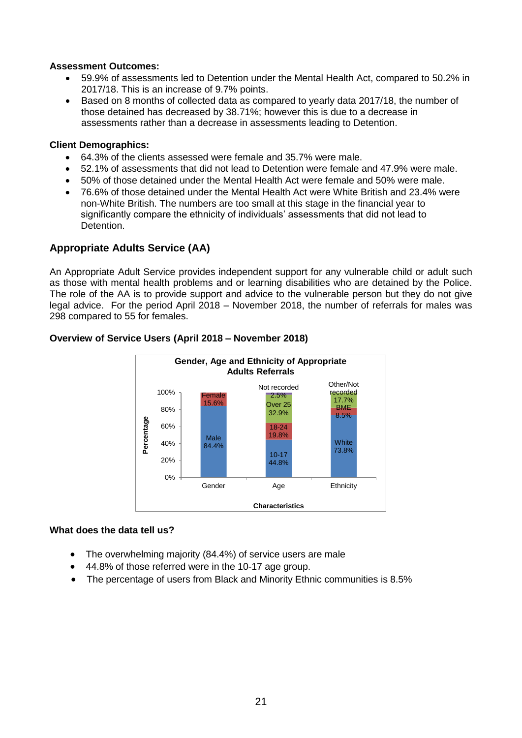**Assessment Outcomes:**

- 59.9% of assessments led to Detention under the Mental Health Act, compared to 50.2% in 2017/18. This is an increase of 9.7% points.
- Based on 8 months of collected data as compared to yearly data 2017/18, the number of those detained has decreased by 38.71%; however this is due to a decrease in assessments rather than a decrease in assessments leading to Detention.

**Client Demographics:**

- 64.3% of the clients assessed were female and 35.7% were male.
- 52.1% of assessments that did not lead to Detention were female and 47.9% were male.
- 50% of those detained under the Mental Health Act were female and 50% were male.
- 76.6% of those detained under the Mental Health Act were White British and 23.4% were non-White British. The numbers are too small at this stage in the financial year to significantly compare the ethnicity of individuals' assessments that did not lead to Detention.

## Appropriate Adults Service (AA)

An Appropriate Adult Service provides independent support for any vulnerable child or adult such as those with mental health problems and or learning disabilities who are detained by the Police. The role of the AA is to provide support and advice to the vulnerable person but they do not give legal advice. For the period April 2018 – November 2018, the number of referrals for males was 298 compared to 55 for females.

**Overview of Service Users (April 2018 – November 2018)**

**Gender, Age and Ethnicity of Appropriate Adults Referrals**

| Characteristics | Category | Percentage |
|---|---|---|
| Gender | Male | 84.4% |
| Gender | Female | 15.6% |
| Age | 10-17 | 44.8% |
| Age | 18-24 | 19.8% |
| Age | Over 25 | 32.9% |
| Age | Not recorded | 2.5% |
| Ethnicity | White | 73.8% |
| Ethnicity | BME | 8.5% |
| Ethnicity | Other/Not recorded | 17.7% |

**What does the data tell us?**

- The overwhelming majority (84.4%) of service users are male
- 44.8% of those referred were in the 10-17 age group.
- The percentage of users from Black and Minority Ethnic communities is 8.5%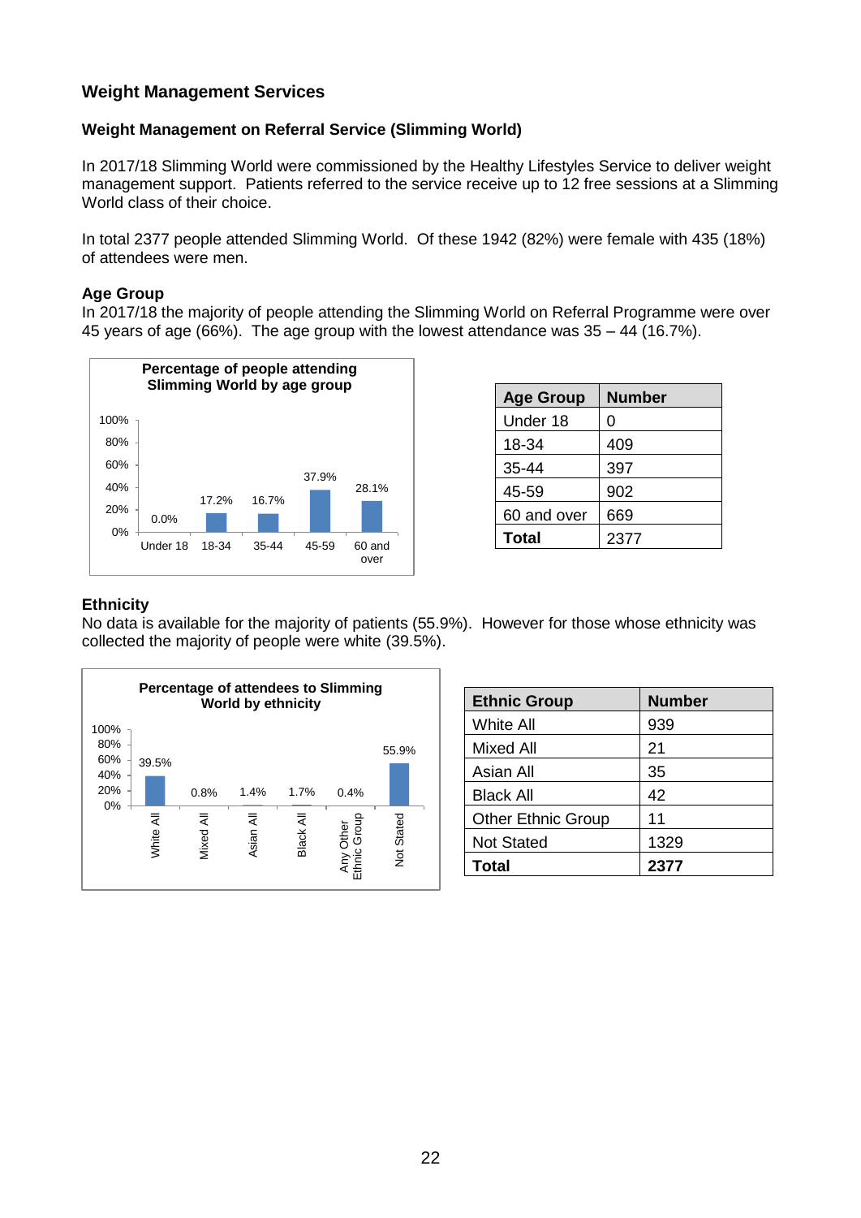## Weight Management Services

### Weight Management on Referral Service (Slimming World)

In 2017/18 Slimming World were commissioned by the Healthy Lifestyles Service to deliver weight management support. Patients referred to the service receive up to 12 free sessions at a Slimming World class of their choice.

In total 2377 people attended Slimming World. Of these 1942 (82%) were female with 435 (18%) of attendees were men.

**Age Group**

In 2017/18 the majority of people attending the Slimming World on Referral Programme were over 45 years of age (66%). The age group with the lowest attendance was 35 – 44 (16.7%).

**Percentage of people attending Slimming World by age group**

| Age group | Percentage |
|---|---|
| Under 18 | 0.0% |
| 18-34 | 17.2% |
| 35-44 | 16.7% |
| 45-59 | 37.9% |
| 60 and over | 28.1% |

| Age Group | Number |
|---|---|
| Under 18 | 0 |
| 18-34 | 409 |
| 35-44 | 397 |
| 45-59 | 902 |
| 60 and over | 669 |
| **Total** | 2377 |

**Ethnicity**

No data is available for the majority of patients (55.9%). However for those whose ethnicity was collected the majority of people were white (39.5%).

**Percentage of attendees to Slimming World by ethnicity**

| Ethnicity | Percentage |
|---|---|
| White All | 39.5% |
| Mixed All | 0.8% |
| Asian All | 1.4% |
| Black All | 1.7% |
| Any Other Ethnic Group | 0.4% |
| Not Stated | 55.9% |

| Ethnic Group | Number |
|---|---|
| White All | 939 |
| Mixed All | 21 |
| Asian All | 35 |
| Black All | 42 |
| Other Ethnic Group | 11 |
| Not Stated | 1329 |
| **Total** | **2377** |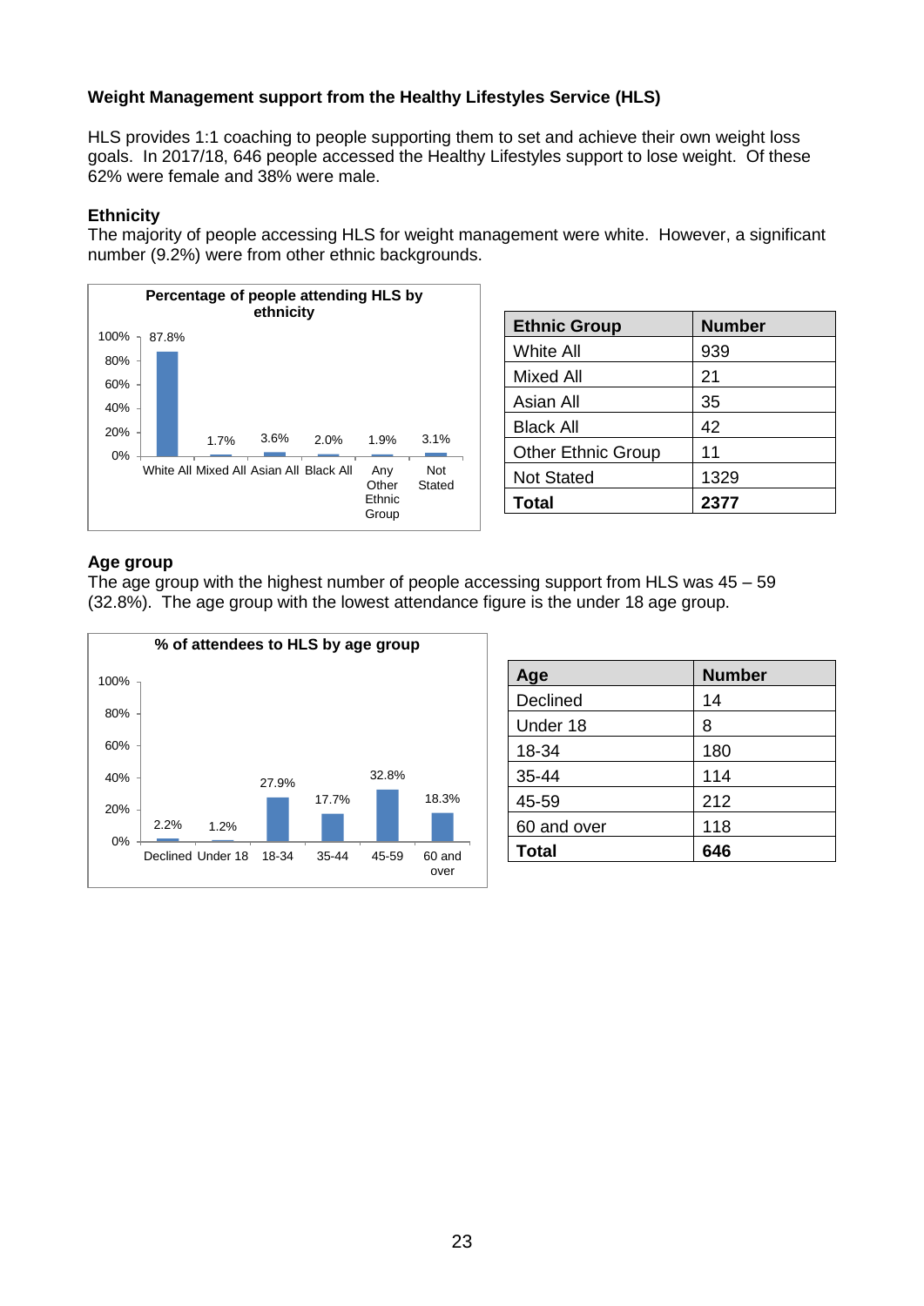**Weight Management support from the Healthy Lifestyles Service (HLS)**

HLS provides 1:1 coaching to people supporting them to set and achieve their own weight loss goals. In 2017/18, 646 people accessed the Healthy Lifestyles support to lose weight. Of these 62% were female and 38% were male.

**Ethnicity**

The majority of people accessing HLS for weight management were white. However, a significant number (9.2%) were from other ethnic backgrounds.

**Percentage of people attending HLS by ethnicity**

| Ethnic group | Percentage |
|---|---|
| White All | 87.8% |
| Mixed All | 1.7% |
| Asian All | 3.6% |
| Black All | 2.0% |
| Any Other Ethnic Group | 1.9% |
| Not Stated | 3.1% |

| Ethnic Group | Number |
|---|---|
| White All | 939 |
| Mixed All | 21 |
| Asian All | 35 |
| Black All | 42 |
| Other Ethnic Group | 11 |
| Not Stated | 1329 |
| **Total** | **2377** |

**Age group**

The age group with the highest number of people accessing support from HLS was 45 – 59 (32.8%). The age group with the lowest attendance figure is the under 18 age group.

**% of attendees to HLS by age group**

| Age group | Percentage |
|---|---|
| Declined | 2.2% |
| Under 18 | 1.2% |
| 18-34 | 27.9% |
| 35-44 | 17.7% |
| 45-59 | 32.8% |
| 60 and over | 18.3% |

| Age | Number |
|---|---|
| Declined | 14 |
| Under 18 | 8 |
| 18-34 | 180 |
| 35-44 | 114 |
| 45-59 | 212 |
| 60 and over | 118 |
| **Total** | **646** |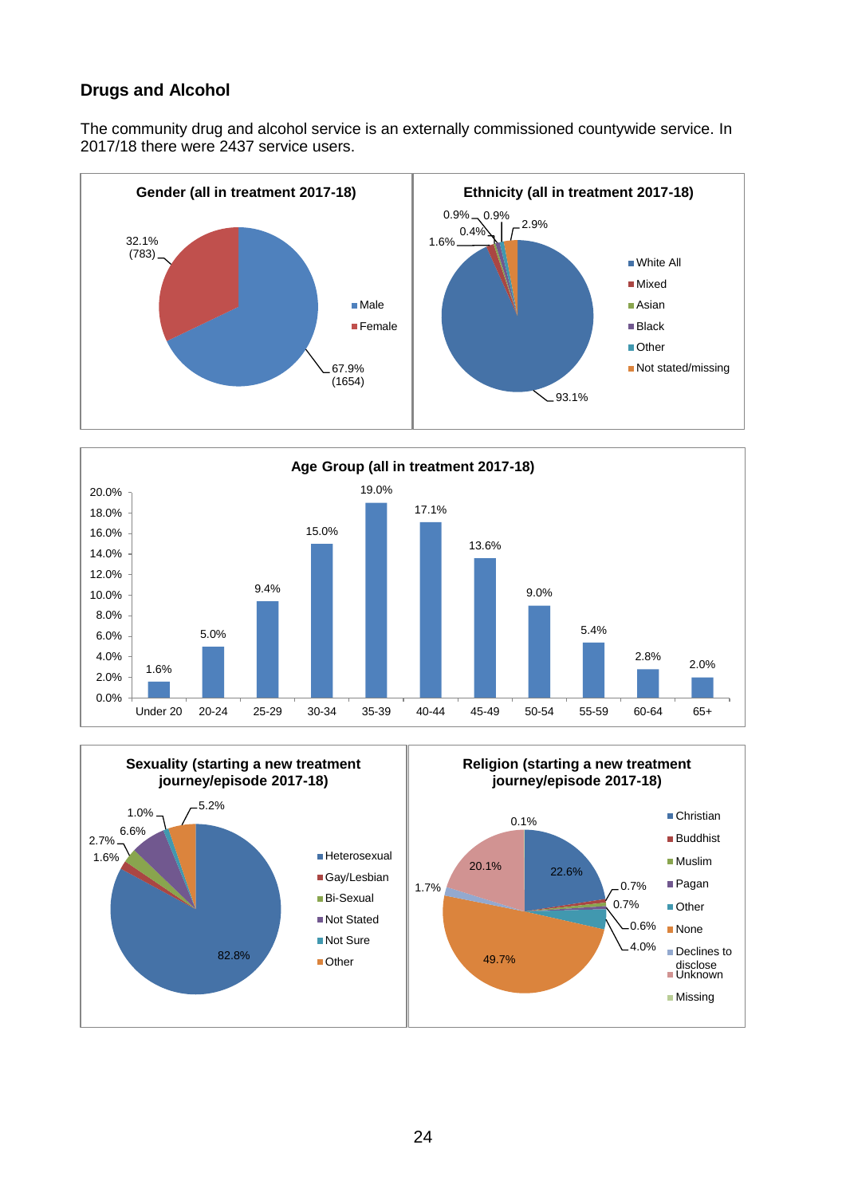## Drugs and Alcohol

The community drug and alcohol service is an externally commissioned countywide service. In 2017/18 there were 2437 service users.

**Gender (all in treatment 2017-18)**

| Gender | Percentage | Number |
|---|---|---|
| Male | 67.9% | 1654 |
| Female | 32.1% | 783 |

**Ethnicity (all in treatment 2017-18)**

| Ethnicity | Percentage |
|---|---|
| White All | 93.1% |
| Mixed | 1.6% |
| Asian | 0.4% |
| Black | 0.9% |
| Other | 0.9% |
| Not stated/missing | 2.9% |

**Age Group (all in treatment 2017-18)**

| Age Group | Percentage |
|---|---|
| Under 20 | 1.6% |
| 20-24 | 5.0% |
| 25-29 | 9.4% |
| 30-34 | 15.0% |
| 35-39 | 19.0% |
| 40-44 | 17.1% |
| 45-49 | 13.6% |
| 50-54 | 9.0% |
| 55-59 | 5.4% |
| 60-64 | 2.8% |
| 65+ | 2.0% |

**Sexuality (starting a new treatment journey/episode 2017-18)**

| Sexuality | Percentage |
|---|---|
| Heterosexual | 82.8% |
| Gay/Lesbian | 1.6% |
| Bi-Sexual | 2.7% |
| Not Stated | 6.6% |
| Not Sure | 1.0% |
| Other | 5.2% |

**Religion (starting a new treatment journey/episode 2017-18)**

| Religion | Percentage |
|---|---|
| Christian | 22.6% |
| Buddhist | 0.7% |
| Muslim | 0.7% |
| Pagan | 0.6% |
| Other | 4.0% |
| None | 49.7% |
| Declines to disclose | 1.7% |
| Unknown | 20.1% |
| Missing | 0.1% |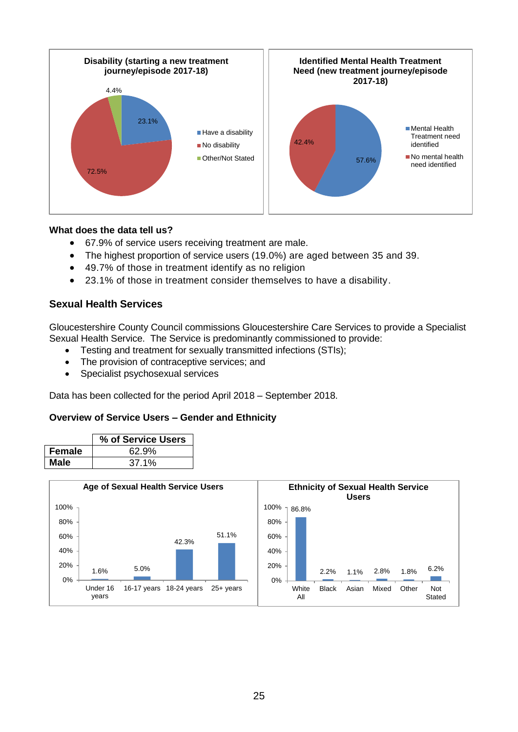**Disability (starting a new treatment journey/episode 2017-18)**

- Have a disability: 23.1%
- No disability: 72.5%
- Other/Not Stated: 4.4%

**Identified Mental Health Treatment Need (new treatment journey/episode 2017-18)**

- Mental Health Treatment need identified: 57.6%
- No mental health need identified: 42.4%

**What does the data tell us?**

- 67.9% of service users receiving treatment are male.
- The highest proportion of service users (19.0%) are aged between 35 and 39.
- 49.7% of those in treatment identify as no religion
- 23.1% of those in treatment consider themselves to have a disability.

## Sexual Health Services

Gloucestershire County Council commissions Gloucestershire Care Services to provide a Specialist Sexual Health Service. The Service is predominantly commissioned to provide:

- Testing and treatment for sexually transmitted infections (STIs);
- The provision of contraceptive services; and
- Specialist psychosexual services

Data has been collected for the period April 2018 – September 2018.

**Overview of Service Users – Gender and Ethnicity**

| | % of Service Users |
|---|---|
| **Female** | 62.9% |
| **Male** | 37.1% |

**Age of Sexual Health Service Users**

| Under 16 years | 16-17 years | 18-24 years | 25+ years |
|---|---|---|---|
| 1.6% | 5.0% | 42.3% | 51.1% |

**Ethnicity of Sexual Health Service Users**

| White All | Black | Asian | Mixed | Other | Not Stated |
|---|---|---|---|---|---|
| 86.8% | 2.2% | 1.1% | 2.8% | 1.8% | 6.2% |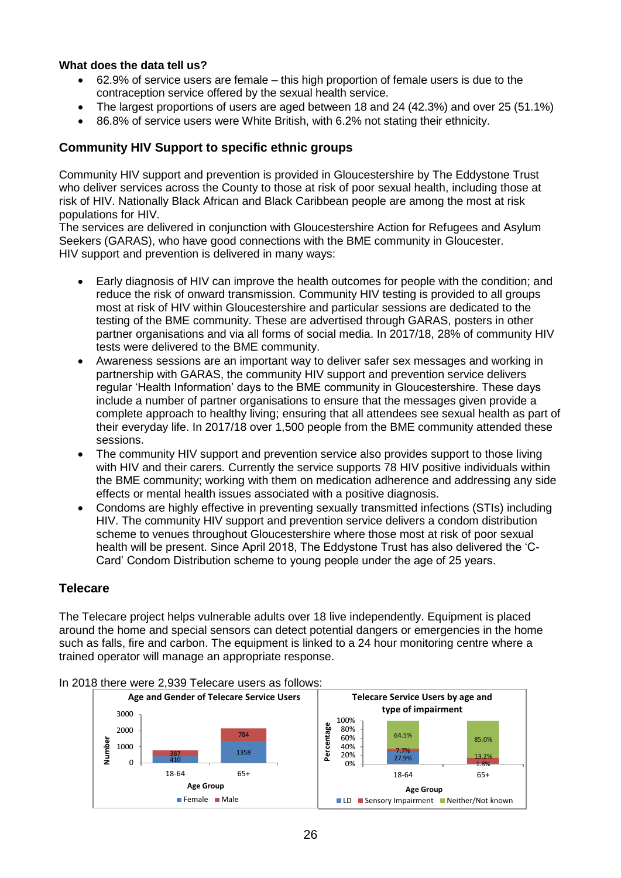**What does the data tell us?**

- 62.9% of service users are female – this high proportion of female users is due to the contraception service offered by the sexual health service.
- The largest proportions of users are aged between 18 and 24 (42.3%) and over 25 (51.1%)
- 86.8% of service users were White British, with 6.2% not stating their ethnicity.

## Community HIV Support to specific ethnic groups

Community HIV support and prevention is provided in Gloucestershire by The Eddystone Trust who deliver services across the County to those at risk of poor sexual health, including those at risk of HIV. Nationally Black African and Black Caribbean people are among the most at risk populations for HIV.
The services are delivered in conjunction with Gloucestershire Action for Refugees and Asylum Seekers (GARAS), who have good connections with the BME community in Gloucester.
HIV support and prevention is delivered in many ways:

- Early diagnosis of HIV can improve the health outcomes for people with the condition; and reduce the risk of onward transmission. Community HIV testing is provided to all groups most at risk of HIV within Gloucestershire and particular sessions are dedicated to the testing of the BME community. These are advertised through GARAS, posters in other partner organisations and via all forms of social media. In 2017/18, 28% of community HIV tests were delivered to the BME community.
- Awareness sessions are an important way to deliver safer sex messages and working in partnership with GARAS, the community HIV support and prevention service delivers regular 'Health Information' days to the BME community in Gloucestershire. These days include a number of partner organisations to ensure that the messages given provide a complete approach to healthy living; ensuring that all attendees see sexual health as part of their everyday life. In 2017/18 over 1,500 people from the BME community attended these sessions.
- The community HIV support and prevention service also provides support to those living with HIV and their carers. Currently the service supports 78 HIV positive individuals within the BME community; working with them on medication adherence and addressing any side effects or mental health issues associated with a positive diagnosis.
- Condoms are highly effective in preventing sexually transmitted infections (STIs) including HIV. The community HIV support and prevention service delivers a condom distribution scheme to venues throughout Gloucestershire where those most at risk of poor sexual health will be present. Since April 2018, The Eddystone Trust has also delivered the 'C-Card' Condom Distribution scheme to young people under the age of 25 years.

## Telecare

The Telecare project helps vulnerable adults over 18 live independently. Equipment is placed around the home and special sensors can detect potential dangers or emergencies in the home such as falls, fire and carbon. The equipment is linked to a 24 hour monitoring centre where a trained operator will manage an appropriate response.

In 2018 there were 2,939 Telecare users as follows:

**Age and Gender of Telecare Service Users**

| Age Group | Female | Male |
|---|---|---|
| 18-64 | 410 | 387 |
| 65+ | 1358 | 784 |

**Telecare Service Users by age and type of impairment**

| Age Group | LD | Sensory Impairment | Neither/Not known |
|---|---|---|---|
| 18-64 | 27.9% | 7.7% | 64.5% |
| 65+ | 1.8% | 13.2% | 85.0% |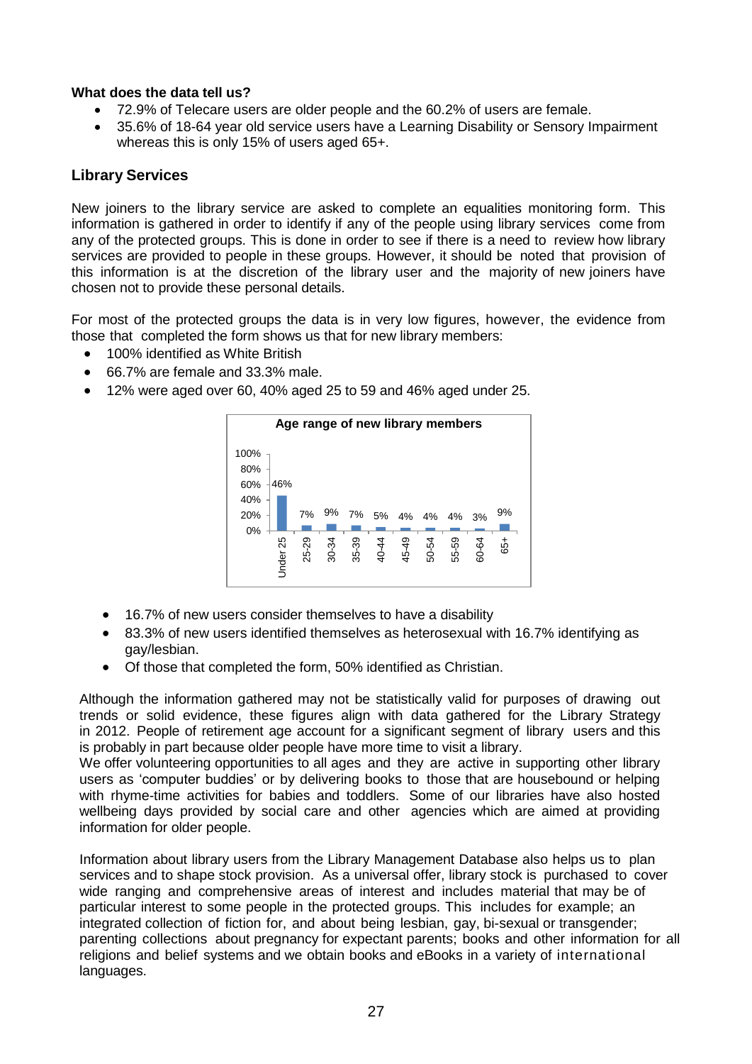**What does the data tell us?**

- 72.9% of Telecare users are older people and the 60.2% of users are female.
- 35.6% of 18-64 year old service users have a Learning Disability or Sensory Impairment whereas this is only 15% of users aged 65+.

## Library Services

New joiners to the library service are asked to complete an equalities monitoring form. This information is gathered in order to identify if any of the people using library services come from any of the protected groups. This is done in order to see if there is a need to review how library services are provided to people in these groups. However, it should be noted that provision of this information is at the discretion of the library user and the majority of new joiners have chosen not to provide these personal details.

For most of the protected groups the data is in very low figures, however, the evidence from those that completed the form shows us that for new library members:

- 100% identified as White British
- 66.7% are female and 33.3% male.
- 12% were aged over 60, 40% aged 25 to 59 and 46% aged under 25.

**Age range of new library members**

| Under 25 | 25-29 | 30-34 | 35-39 | 40-44 | 45-49 | 50-54 | 55-59 | 60-64 | 65+ |
|---|---|---|---|---|---|---|---|---|---|
| 46% | 7% | 9% | 7% | 5% | 4% | 4% | 4% | 3% | 9% |

- 16.7% of new users consider themselves to have a disability
- 83.3% of new users identified themselves as heterosexual with 16.7% identifying as gay/lesbian.
- Of those that completed the form, 50% identified as Christian.

Although the information gathered may not be statistically valid for purposes of drawing out trends or solid evidence, these figures align with data gathered for the Library Strategy in 2012. People of retirement age account for a significant segment of library users and this is probably in part because older people have more time to visit a library.
We offer volunteering opportunities to all ages and they are active in supporting other library users as 'computer buddies' or by delivering books to those that are housebound or helping with rhyme-time activities for babies and toddlers. Some of our libraries have also hosted wellbeing days provided by social care and other agencies which are aimed at providing information for older people.

Information about library users from the Library Management Database also helps us to plan services and to shape stock provision. As a universal offer, library stock is purchased to cover wide ranging and comprehensive areas of interest and includes material that may be of particular interest to some people in the protected groups. This includes for example; an integrated collection of fiction for, and about being lesbian, gay, bi-sexual or transgender; parenting collections about pregnancy for expectant parents; books and other information for all religions and belief systems and we obtain books and eBooks in a variety of international languages.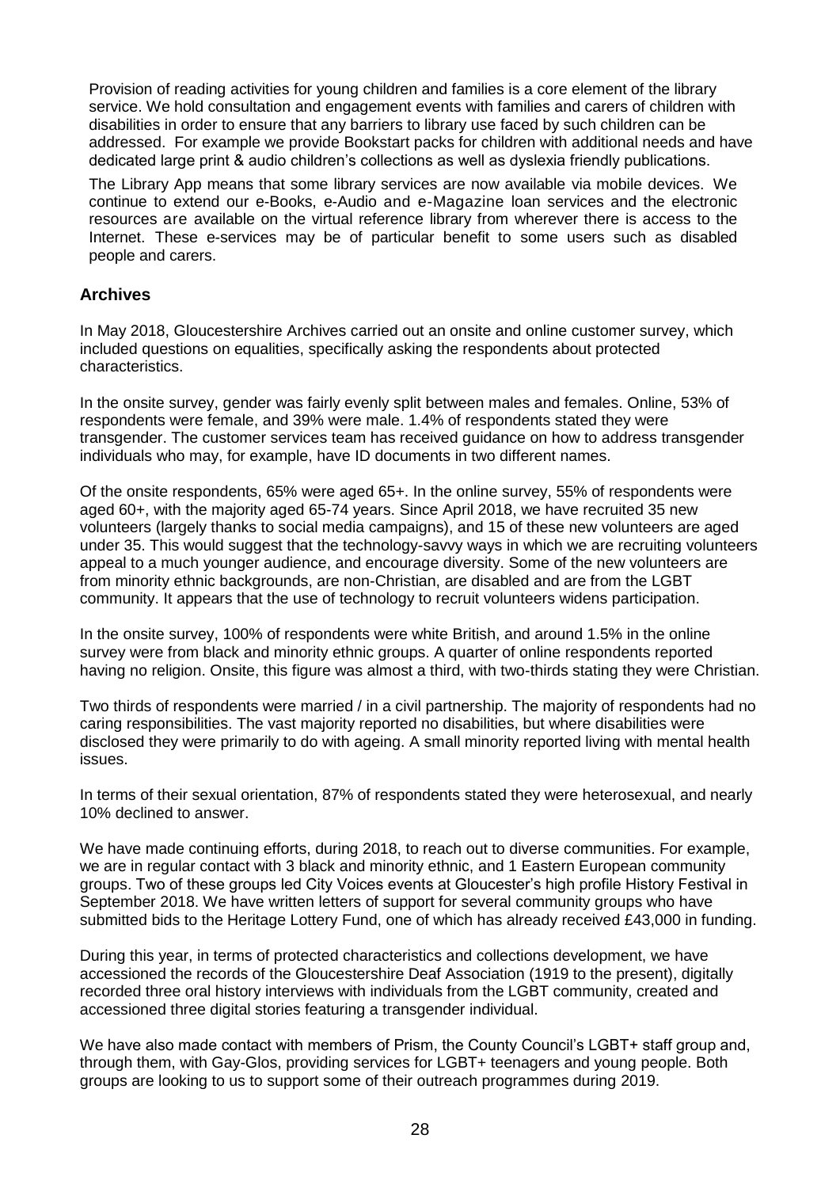Provision of reading activities for young children and families is a core element of the library service. We hold consultation and engagement events with families and carers of children with disabilities in order to ensure that any barriers to library use faced by such children can be addressed. For example we provide Bookstart packs for children with additional needs and have dedicated large print & audio children's collections as well as dyslexia friendly publications.

The Library App means that some library services are now available via mobile devices. We continue to extend our e-Books, e-Audio and e-Magazine loan services and the electronic resources are available on the virtual reference library from wherever there is access to the Internet. These e-services may be of particular benefit to some users such as disabled people and carers.

## Archives

In May 2018, Gloucestershire Archives carried out an onsite and online customer survey, which included questions on equalities, specifically asking the respondents about protected characteristics.

In the onsite survey, gender was fairly evenly split between males and females. Online, 53% of respondents were female, and 39% were male. 1.4% of respondents stated they were transgender. The customer services team has received guidance on how to address transgender individuals who may, for example, have ID documents in two different names.

Of the onsite respondents, 65% were aged 65+. In the online survey, 55% of respondents were aged 60+, with the majority aged 65-74 years. Since April 2018, we have recruited 35 new volunteers (largely thanks to social media campaigns), and 15 of these new volunteers are aged under 35. This would suggest that the technology-savvy ways in which we are recruiting volunteers appeal to a much younger audience, and encourage diversity. Some of the new volunteers are from minority ethnic backgrounds, are non-Christian, are disabled and are from the LGBT community. It appears that the use of technology to recruit volunteers widens participation.

In the onsite survey, 100% of respondents were white British, and around 1.5% in the online survey were from black and minority ethnic groups. A quarter of online respondents reported having no religion. Onsite, this figure was almost a third, with two-thirds stating they were Christian.

Two thirds of respondents were married / in a civil partnership. The majority of respondents had no caring responsibilities. The vast majority reported no disabilities, but where disabilities were disclosed they were primarily to do with ageing. A small minority reported living with mental health issues.

In terms of their sexual orientation, 87% of respondents stated they were heterosexual, and nearly 10% declined to answer.

We have made continuing efforts, during 2018, to reach out to diverse communities. For example, we are in regular contact with 3 black and minority ethnic, and 1 Eastern European community groups. Two of these groups led City Voices events at Gloucester's high profile History Festival in September 2018. We have written letters of support for several community groups who have submitted bids to the Heritage Lottery Fund, one of which has already received £43,000 in funding.

During this year, in terms of protected characteristics and collections development, we have accessioned the records of the Gloucestershire Deaf Association (1919 to the present), digitally recorded three oral history interviews with individuals from the LGBT community, created and accessioned three digital stories featuring a transgender individual.

We have also made contact with members of Prism, the County Council's LGBT+ staff group and, through them, with Gay-Glos, providing services for LGBT+ teenagers and young people. Both groups are looking to us to support some of their outreach programmes during 2019.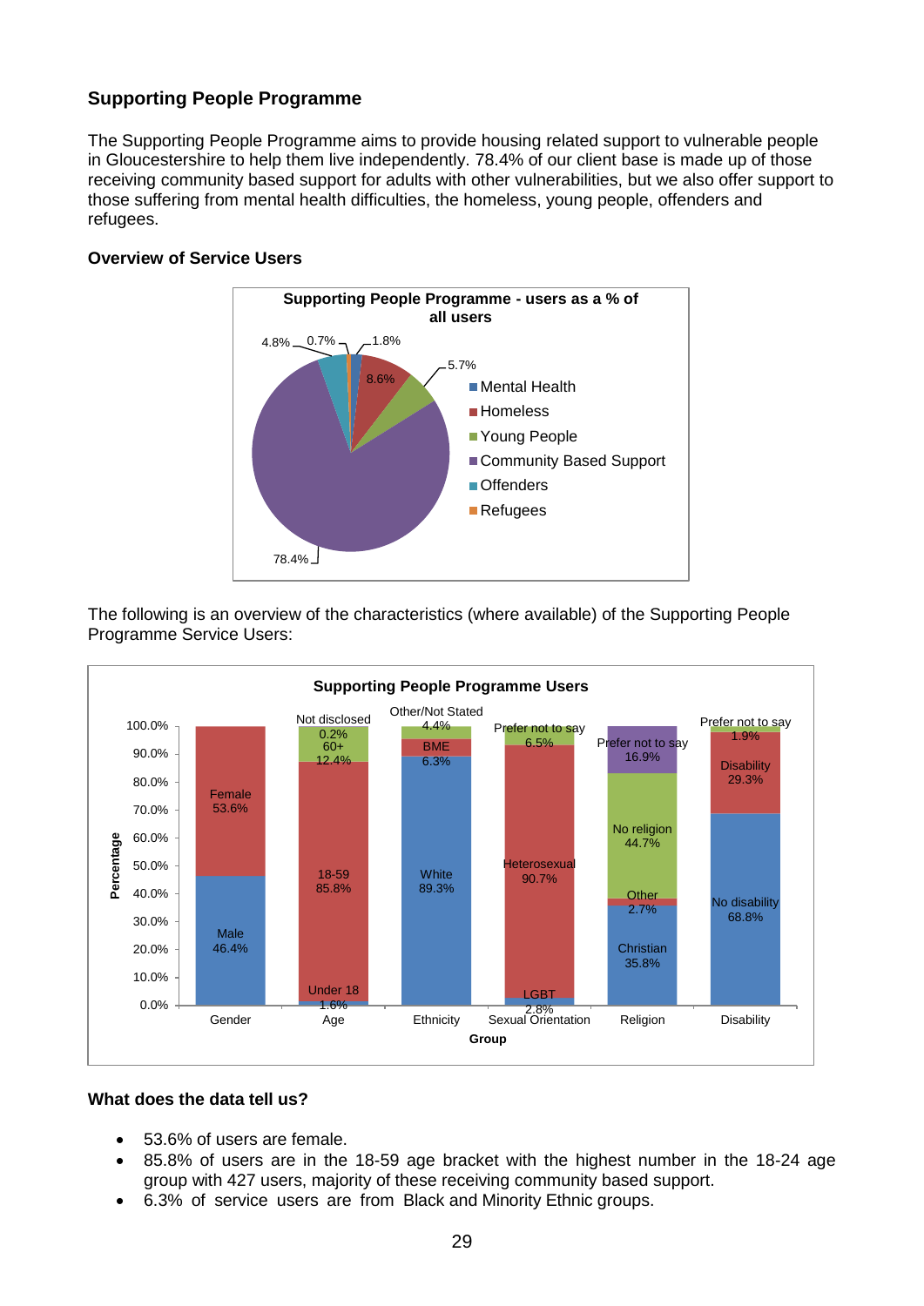## Supporting People Programme

The Supporting People Programme aims to provide housing related support to vulnerable people in Gloucestershire to help them live independently. 78.4% of our client base is made up of those receiving community based support for adults with other vulnerabilities, but we also offer support to those suffering from mental health difficulties, the homeless, young people, offenders and refugees.

### Overview of Service Users

**Supporting People Programme - users as a % of all users**

| Group | % |
|---|---|
| Mental Health | 1.8% |
| Homeless | 8.6% |
| Young People | 5.7% |
| Community Based Support | 78.4% |
| Offenders | 4.8% |
| Refugees | 0.7% |

The following is an overview of the characteristics (where available) of the Supporting People Programme Service Users:

**Supporting People Programme Users**

| Group | Category | Percentage |
|---|---|---|
| Gender | Male | 46.4% |
| | Female | 53.6% |
| Age | Under 18 | 1.6% |
| | 18-59 | 85.8% |
| | 60+ | 12.4% |
| | Not disclosed | 0.2% |
| Ethnicity | White | 89.3% |
| | BME | 6.3% |
| | Other/Not Stated | 4.4% |
| Sexual Orientation | LGBT | 2.8% |
| | Heterosexual | 90.7% |
| | Prefer not to say | 6.5% |
| Religion | Christian | 35.8% |
| | Other | 2.7% |
| | No religion | 44.7% |
| | Prefer not to say | 16.9% |
| Disability | No disability | 68.8% |
| | Disability | 29.3% |
| | Prefer not to say | 1.9% |

### What does the data tell us?

- 53.6% of users are female.
- 85.8% of users are in the 18-59 age bracket with the highest number in the 18-24 age group with 427 users, majority of these receiving community based support.
- 6.3% of service users are from Black and Minority Ethnic groups.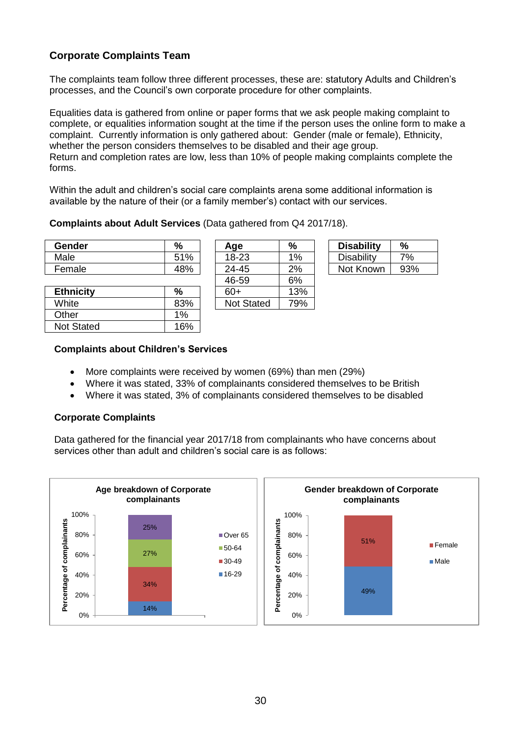### Corporate Complaints Team

The complaints team follow three different processes, these are: statutory Adults and Children's processes, and the Council's own corporate procedure for other complaints.

Equalities data is gathered from online or paper forms that we ask people making complaint to complete, or equalities information sought at the time if the person uses the online form to make a complaint. Currently information is only gathered about: Gender (male or female), Ethnicity, whether the person considers themselves to be disabled and their age group.
Return and completion rates are low, less than 10% of people making complaints complete the forms.

Within the adult and children's social care complaints arena some additional information is available by the nature of their (or a family member's) contact with our services.

**Complaints about Adult Services** (Data gathered from Q4 2017/18).

| Gender | % |
|---|---|
| Male | 51% |
| Female | 48% |

| Ethnicity | % |
|---|---|
| White | 83% |
| Other | 1% |
| Not Stated | 16% |

| Age | % |
|---|---|
| 18-23 | 1% |
| 24-45 | 2% |
| 46-59 | 6% |
| 60+ | 13% |
| Not Stated | 79% |

| Disability | % |
|---|---|
| Disability | 7% |
| Not Known | 93% |

**Complaints about Children's Services**

- More complaints were received by women (69%) than men (29%)
- Where it was stated, 33% of complainants considered themselves to be British
- Where it was stated, 3% of complainants considered themselves to be disabled

**Corporate Complaints**

Data gathered for the financial year 2017/18 from complainants who have concerns about services other than adult and children's social care is as follows:

**Age breakdown of Corporate complainants**

| Age group | Percentage of complainants |
|---|---|
| 16-29 | 14% |
| 30-49 | 34% |
| 50-64 | 27% |
| Over 65 | 25% |

**Gender breakdown of Corporate complainants**

| Gender | Percentage of complainants |
|---|---|
| Male | 49% |
| Female | 51% |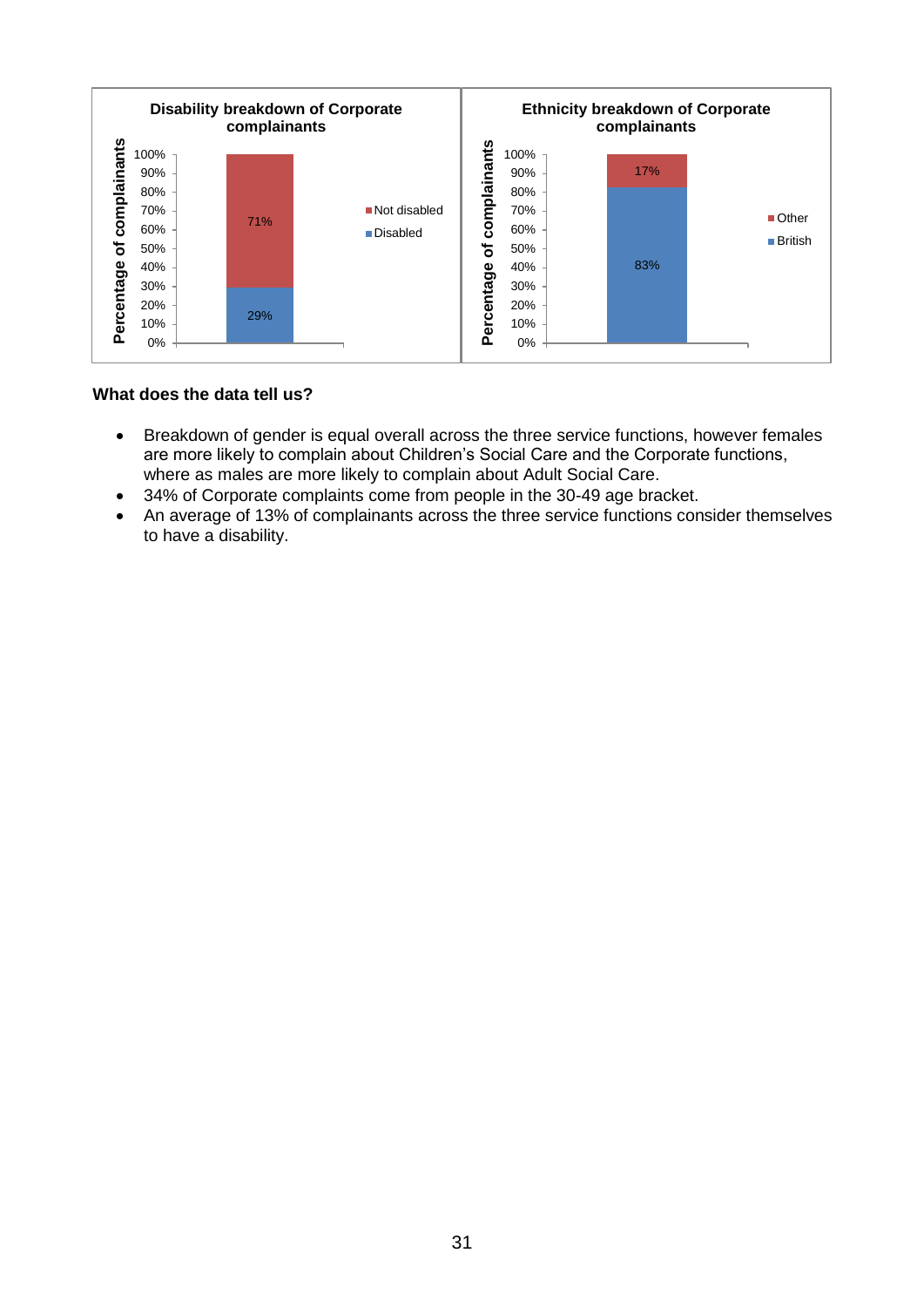Disability breakdown of Corporate complainants

Percentage of complainants

100%
90%
80%
70%
60%
50%
40%
30%
20%
10%
0%

71%
29%

Not disabled
Disabled

Ethnicity breakdown of Corporate complainants

Percentage of complainants

100%
90%
80%
70%
60%
50%
40%
30%
20%
10%
0%

17%
83%

Other
British

**What does the data tell us?**

- Breakdown of gender is equal overall across the three service functions, however females are more likely to complain about Children's Social Care and the Corporate functions, where as males are more likely to complain about Adult Social Care.
- 34% of Corporate complaints come from people in the 30-49 age bracket.
- An average of 13% of complainants across the three service functions consider themselves to have a disability.